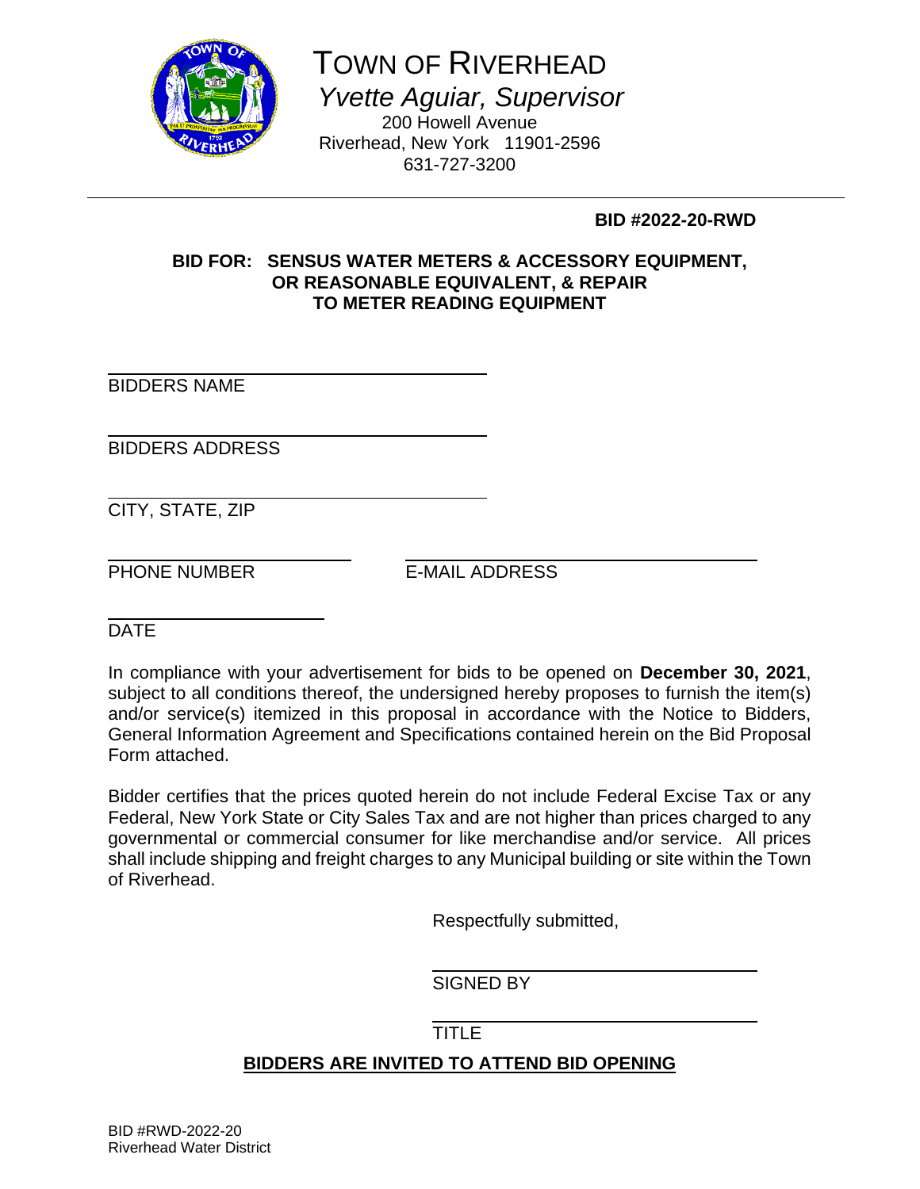# TOWN OF RIVERHEAD

*Yvette Aguiar, Supervisor*

200 Howell Avenue
Riverhead, New York 11901-2596
631-727-3200

---

**BID #2022-20-RWD**

**BID FOR: SENSUS WATER METERS & ACCESSORY EQUIPMENT, OR REASONABLE EQUIVALENT, & REPAIR TO METER READING EQUIPMENT**

\_\_\_\_\_\_\_\_\_\_\_\_\_\_\_\_\_\_\_\_\_\_\_\_\_\_\_\_\_\_\_\_\_\_\_\_
BIDDERS NAME

\_\_\_\_\_\_\_\_\_\_\_\_\_\_\_\_\_\_\_\_\_\_\_\_\_\_\_\_\_\_\_\_\_\_\_\_
BIDDERS ADDRESS

\_\_\_\_\_\_\_\_\_\_\_\_\_\_\_\_\_\_\_\_\_\_\_\_\_\_\_\_\_\_\_\_\_\_\_\_
CITY, STATE, ZIP

\_\_\_\_\_\_\_\_\_\_\_\_\_\_\_\_\_\_\_\_\_\_\_\_ \_\_\_\_\_\_\_\_\_\_\_\_\_\_\_\_\_\_\_\_\_\_\_\_\_\_\_\_\_\_\_\_\_\_
PHONE NUMBER E-MAIL ADDRESS

\_\_\_\_\_\_\_\_\_\_\_\_\_\_\_\_\_\_\_\_\_\_
DATE

In compliance with your advertisement for bids to be opened on **December 30, 2021**, subject to all conditions thereof, the undersigned hereby proposes to furnish the item(s) and/or service(s) itemized in this proposal in accordance with the Notice to Bidders, General Information Agreement and Specifications contained herein on the Bid Proposal Form attached.

Bidder certifies that the prices quoted herein do not include Federal Excise Tax or any Federal, New York State or City Sales Tax and are not higher than prices charged to any governmental or commercial consumer for like merchandise and/or service. All prices shall include shipping and freight charges to any Municipal building or site within the Town of Riverhead.

Respectfully submitted,

\_\_\_\_\_\_\_\_\_\_\_\_\_\_\_\_\_\_\_\_\_\_\_\_\_\_\_\_\_\_\_\_\_\_
SIGNED BY

\_\_\_\_\_\_\_\_\_\_\_\_\_\_\_\_\_\_\_\_\_\_\_\_\_\_\_\_\_\_\_\_\_\_
TITLE

**<u>BIDDERS ARE INVITED TO ATTEND BID OPENING</u>**

BID #RWD-2022-20
Riverhead Water District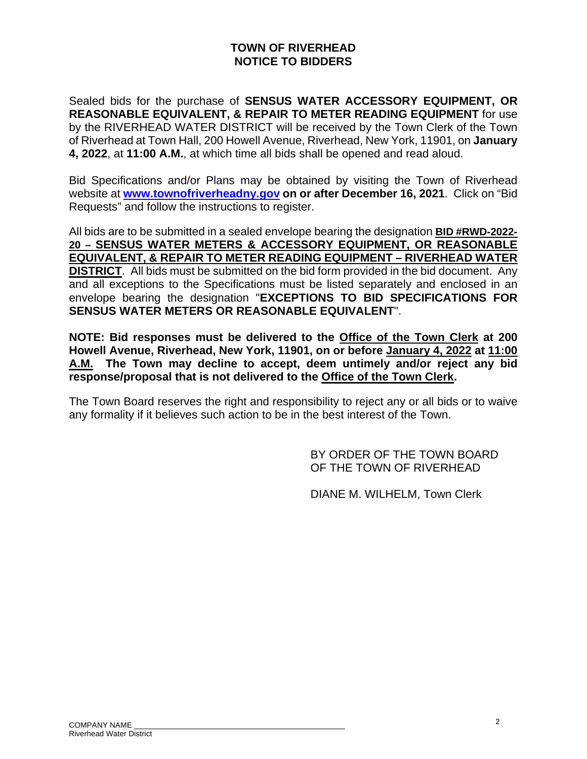# TOWN OF RIVERHEAD
# NOTICE TO BIDDERS

Sealed bids for the purchase of **SENSUS WATER ACCESSORY EQUIPMENT, OR REASONABLE EQUIVALENT, & REPAIR TO METER READING EQUIPMENT** for use by the RIVERHEAD WATER DISTRICT will be received by the Town Clerk of the Town of Riverhead at Town Hall, 200 Howell Avenue, Riverhead, New York, 11901, on **January 4, 2022**, at **11:00 A.M.**, at which time all bids shall be opened and read aloud.

Bid Specifications and/or Plans may be obtained by visiting the Town of Riverhead website at **www.townofriverheadny.gov** **on or after December 16, 2021**. Click on "Bid Requests" and follow the instructions to register.

All bids are to be submitted in a sealed envelope bearing the designation **BID #RWD-2022-20 – SENSUS WATER METERS & ACCESSORY EQUIPMENT, OR REASONABLE EQUIVALENT, & REPAIR TO METER READING EQUIPMENT – RIVERHEAD WATER DISTRICT**. All bids must be submitted on the bid form provided in the bid document. Any and all exceptions to the Specifications must be listed separately and enclosed in an envelope bearing the designation "**EXCEPTIONS TO BID SPECIFICATIONS FOR SENSUS WATER METERS OR REASONABLE EQUIVALENT**".

**NOTE: Bid responses must be delivered to the Office of the Town Clerk at 200 Howell Avenue, Riverhead, New York, 11901, on or before January 4, 2022 at 11:00 A.M. The Town may decline to accept, deem untimely and/or reject any bid response/proposal that is not delivered to the Office of the Town Clerk.**

The Town Board reserves the right and responsibility to reject any or all bids or to waive any formality if it believes such action to be in the best interest of the Town.

BY ORDER OF THE TOWN BOARD
OF THE TOWN OF RIVERHEAD

DIANE M. WILHELM, Town Clerk

COMPANY NAME \_\_\_\_\_\_\_\_\_\_\_\_\_\_\_\_\_\_\_\_\_\_\_\_\_\_\_\_\_\_\_\_\_\_\_\_\_\_\_\_
Riverhead Water District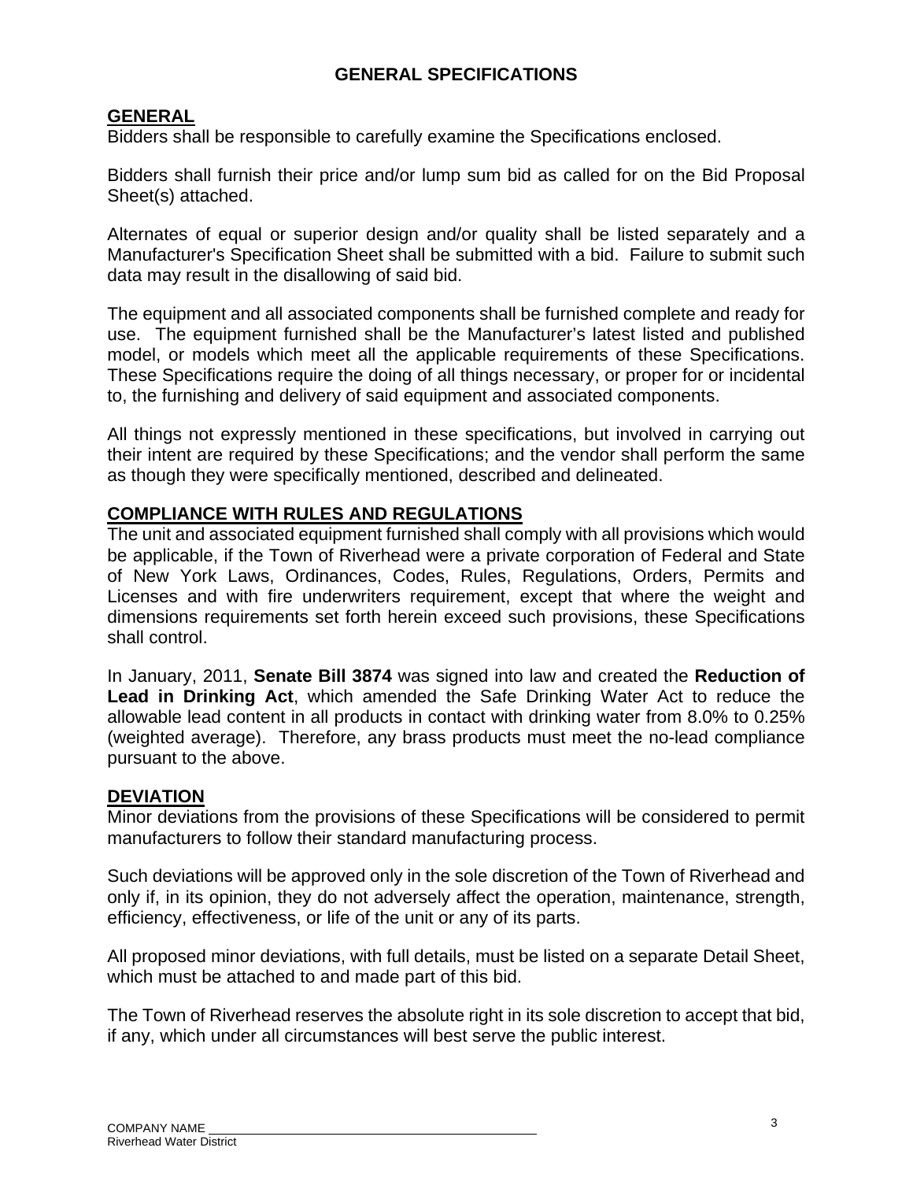# GENERAL SPECIFICATIONS

## GENERAL

Bidders shall be responsible to carefully examine the Specifications enclosed.

Bidders shall furnish their price and/or lump sum bid as called for on the Bid Proposal Sheet(s) attached.

Alternates of equal or superior design and/or quality shall be listed separately and a Manufacturer's Specification Sheet shall be submitted with a bid. Failure to submit such data may result in the disallowing of said bid.

The equipment and all associated components shall be furnished complete and ready for use. The equipment furnished shall be the Manufacturer's latest listed and published model, or models which meet all the applicable requirements of these Specifications. These Specifications require the doing of all things necessary, or proper for or incidental to, the furnishing and delivery of said equipment and associated components.

All things not expressly mentioned in these specifications, but involved in carrying out their intent are required by these Specifications; and the vendor shall perform the same as though they were specifically mentioned, described and delineated.

## COMPLIANCE WITH RULES AND REGULATIONS

The unit and associated equipment furnished shall comply with all provisions which would be applicable, if the Town of Riverhead were a private corporation of Federal and State of New York Laws, Ordinances, Codes, Rules, Regulations, Orders, Permits and Licenses and with fire underwriters requirement, except that where the weight and dimensions requirements set forth herein exceed such provisions, these Specifications shall control.

In January, 2011, **Senate Bill 3874** was signed into law and created the **Reduction of Lead in Drinking Act**, which amended the Safe Drinking Water Act to reduce the allowable lead content in all products in contact with drinking water from 8.0% to 0.25% (weighted average). Therefore, any brass products must meet the no-lead compliance pursuant to the above.

## DEVIATION

Minor deviations from the provisions of these Specifications will be considered to permit manufacturers to follow their standard manufacturing process.

Such deviations will be approved only in the sole discretion of the Town of Riverhead and only if, in its opinion, they do not adversely affect the operation, maintenance, strength, efficiency, effectiveness, or life of the unit or any of its parts.

All proposed minor deviations, with full details, must be listed on a separate Detail Sheet, which must be attached to and made part of this bid.

The Town of Riverhead reserves the absolute right in its sole discretion to accept that bid, if any, which under all circumstances will best serve the public interest.

COMPANY NAME ______________________________

Riverhead Water District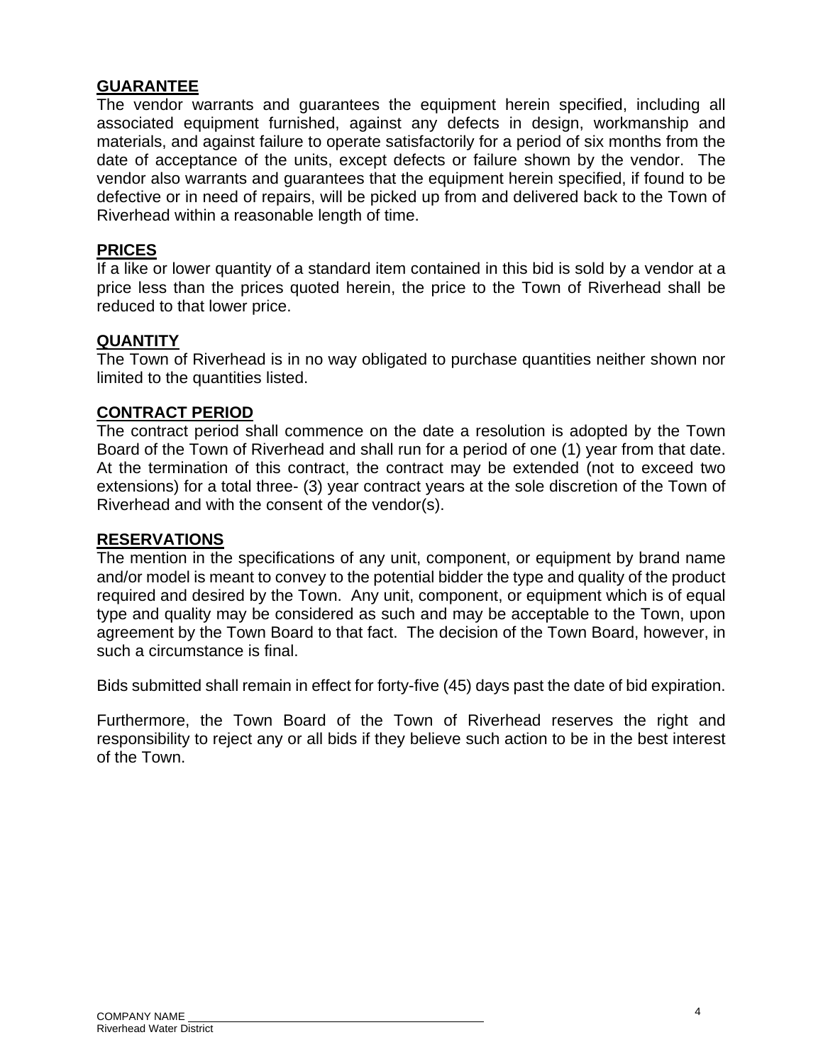**GUARANTEE**

The vendor warrants and guarantees the equipment herein specified, including all associated equipment furnished, against any defects in design, workmanship and materials, and against failure to operate satisfactorily for a period of six months from the date of acceptance of the units, except defects or failure shown by the vendor. The vendor also warrants and guarantees that the equipment herein specified, if found to be defective or in need of repairs, will be picked up from and delivered back to the Town of Riverhead within a reasonable length of time.

**PRICES**

If a like or lower quantity of a standard item contained in this bid is sold by a vendor at a price less than the prices quoted herein, the price to the Town of Riverhead shall be reduced to that lower price.

**QUANTITY**

The Town of Riverhead is in no way obligated to purchase quantities neither shown nor limited to the quantities listed.

**CONTRACT PERIOD**

The contract period shall commence on the date a resolution is adopted by the Town Board of the Town of Riverhead and shall run for a period of one (1) year from that date. At the termination of this contract, the contract may be extended (not to exceed two extensions) for a total three- (3) year contract years at the sole discretion of the Town of Riverhead and with the consent of the vendor(s).

**RESERVATIONS**

The mention in the specifications of any unit, component, or equipment by brand name and/or model is meant to convey to the potential bidder the type and quality of the product required and desired by the Town. Any unit, component, or equipment which is of equal type and quality may be considered as such and may be acceptable to the Town, upon agreement by the Town Board to that fact. The decision of the Town Board, however, in such a circumstance is final.

Bids submitted shall remain in effect for forty-five (45) days past the date of bid expiration.

Furthermore, the Town Board of the Town of Riverhead reserves the right and responsibility to reject any or all bids if they believe such action to be in the best interest of the Town.

COMPANY NAME \_\_\_\_\_\_\_\_\_\_\_\_\_\_\_\_\_\_\_\_\_\_\_\_\_\_\_\_\_\_\_\_\_\_\_\_\_\_\_\_
Riverhead Water District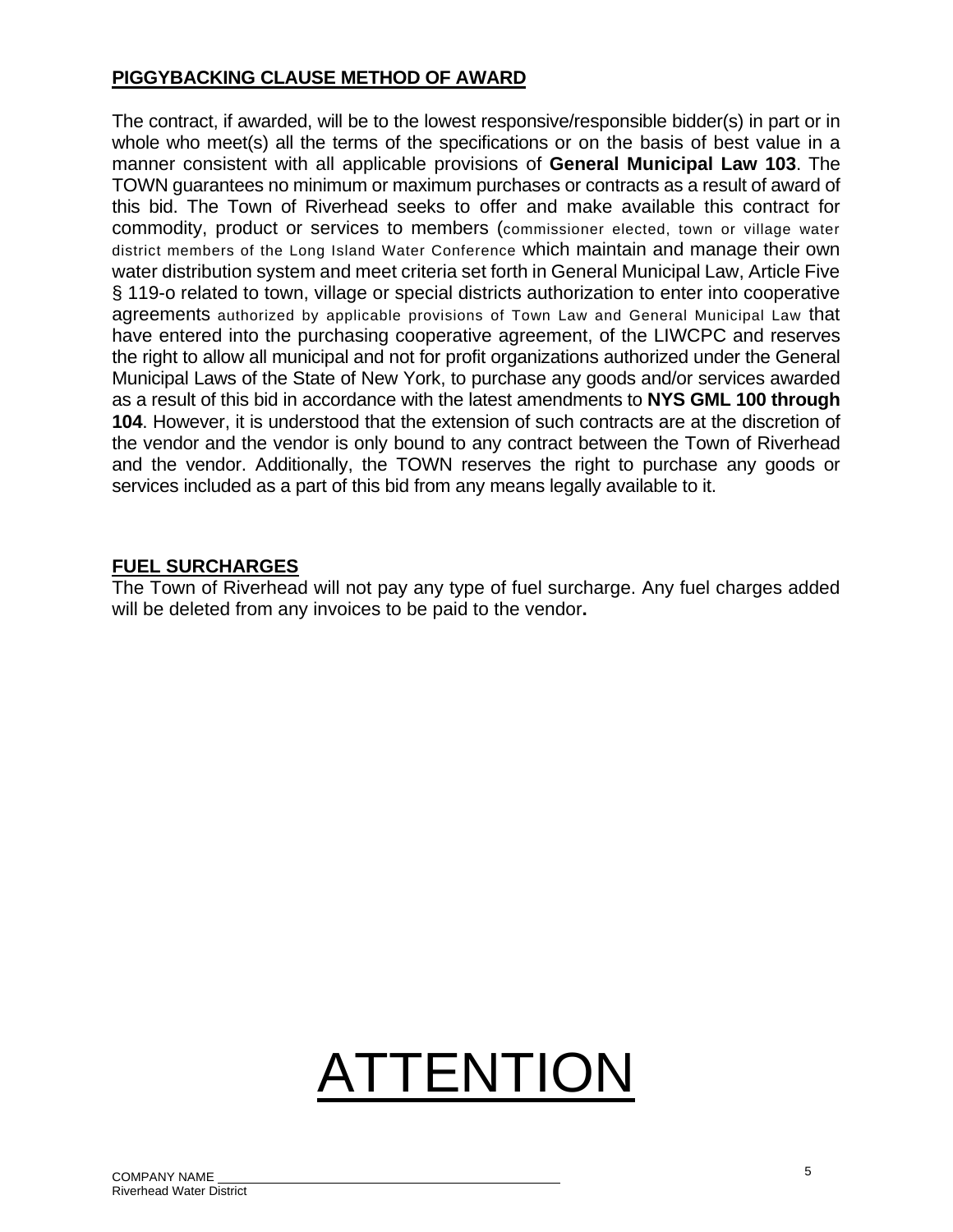**PIGGYBACKING CLAUSE METHOD OF AWARD**

The contract, if awarded, will be to the lowest responsive/responsible bidder(s) in part or in whole who meet(s) all the terms of the specifications or on the basis of best value in a manner consistent with all applicable provisions of **General Municipal Law 103**. The TOWN guarantees no minimum or maximum purchases or contracts as a result of award of this bid. The Town of Riverhead seeks to offer and make available this contract for commodity, product or services to members (commissioner elected, town or village water district members of the Long Island Water Conference which maintain and manage their own water distribution system and meet criteria set forth in General Municipal Law, Article Five § 119-o related to town, village or special districts authorization to enter into cooperative agreements authorized by applicable provisions of Town Law and General Municipal Law that have entered into the purchasing cooperative agreement, of the LIWCPC and reserves the right to allow all municipal and not for profit organizations authorized under the General Municipal Laws of the State of New York, to purchase any goods and/or services awarded as a result of this bid in accordance with the latest amendments to **NYS GML 100 through 104**. However, it is understood that the extension of such contracts are at the discretion of the vendor and the vendor is only bound to any contract between the Town of Riverhead and the vendor. Additionally, the TOWN reserves the right to purchase any goods or services included as a part of this bid from any means legally available to it.

**FUEL SURCHARGES**

The Town of Riverhead will not pay any type of fuel surcharge. Any fuel charges added will be deleted from any invoices to be paid to the vendor**.**

# ATTENTION

COMPANY NAME \_\_\_\_\_\_\_\_\_\_\_\_\_\_\_\_\_\_\_\_\_\_\_\_\_\_\_\_\_\_\_\_\_\_\_\_\_\_
Riverhead Water District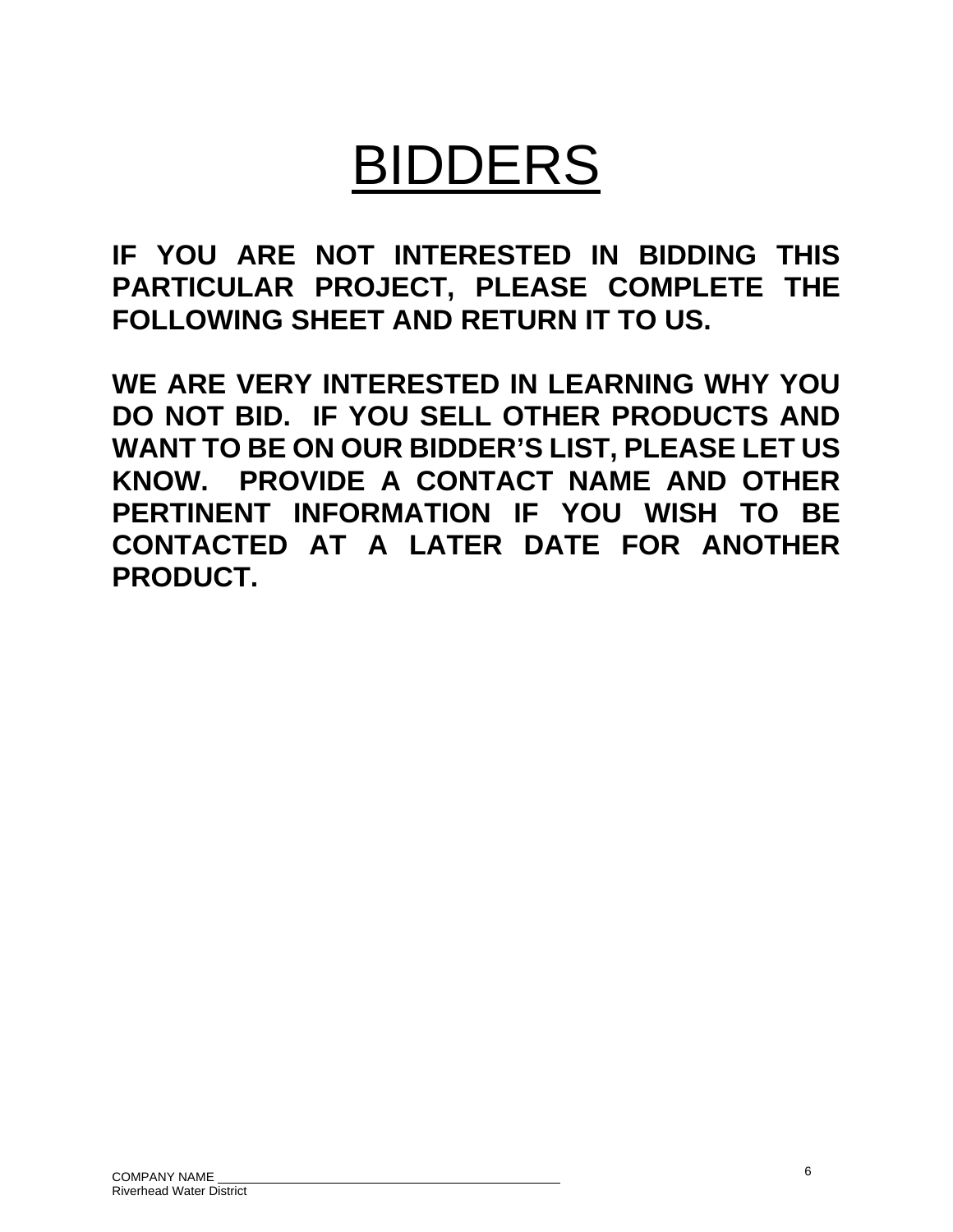# BIDDERS

**IF YOU ARE NOT INTERESTED IN BIDDING THIS PARTICULAR PROJECT, PLEASE COMPLETE THE FOLLOWING SHEET AND RETURN IT TO US.**

**WE ARE VERY INTERESTED IN LEARNING WHY YOU DO NOT BID. IF YOU SELL OTHER PRODUCTS AND WANT TO BE ON OUR BIDDER'S LIST, PLEASE LET US KNOW. PROVIDE A CONTACT NAME AND OTHER PERTINENT INFORMATION IF YOU WISH TO BE CONTACTED AT A LATER DATE FOR ANOTHER PRODUCT.**

COMPANY NAME ____________________________________________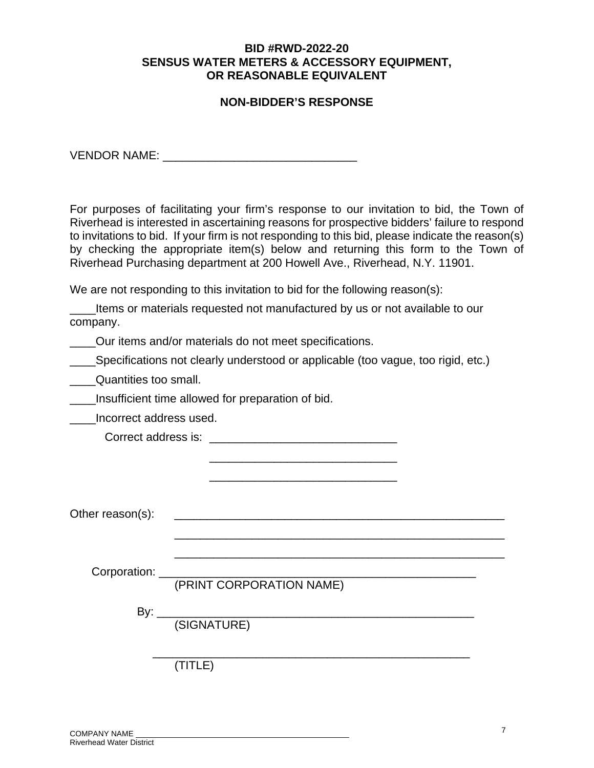**BID #RWD-2022-20**
**SENSUS WATER METERS & ACCESSORY EQUIPMENT,**
**OR REASONABLE EQUIVALENT**

**NON-BIDDER'S RESPONSE**

VENDOR NAME: ______________________________

For purposes of facilitating your firm's response to our invitation to bid, the Town of Riverhead is interested in ascertaining reasons for prospective bidders' failure to respond to invitations to bid. If your firm is not responding to this bid, please indicate the reason(s) by checking the appropriate item(s) below and returning this form to the Town of Riverhead Purchasing department at 200 Howell Ave., Riverhead, N.Y. 11901.

We are not responding to this invitation to bid for the following reason(s):

____Items or materials requested not manufactured by us or not available to our company.

____Our items and/or materials do not meet specifications.

____Specifications not clearly understood or applicable (too vague, too rigid, etc.)

____Quantities too small.

____Insufficient time allowed for preparation of bid.

____Incorrect address used.

Correct address is: _____________________________

_____________________________

_____________________________

Other reason(s): _____________________________________________________

_____________________________________________________

_____________________________________________________

Corporation: _________________________________________________
(PRINT CORPORATION NAME)

By: _________________________________________________
(SIGNATURE)

_________________________________________________
(TITLE)

COMPANY NAME ______________________________________
Riverhead Water District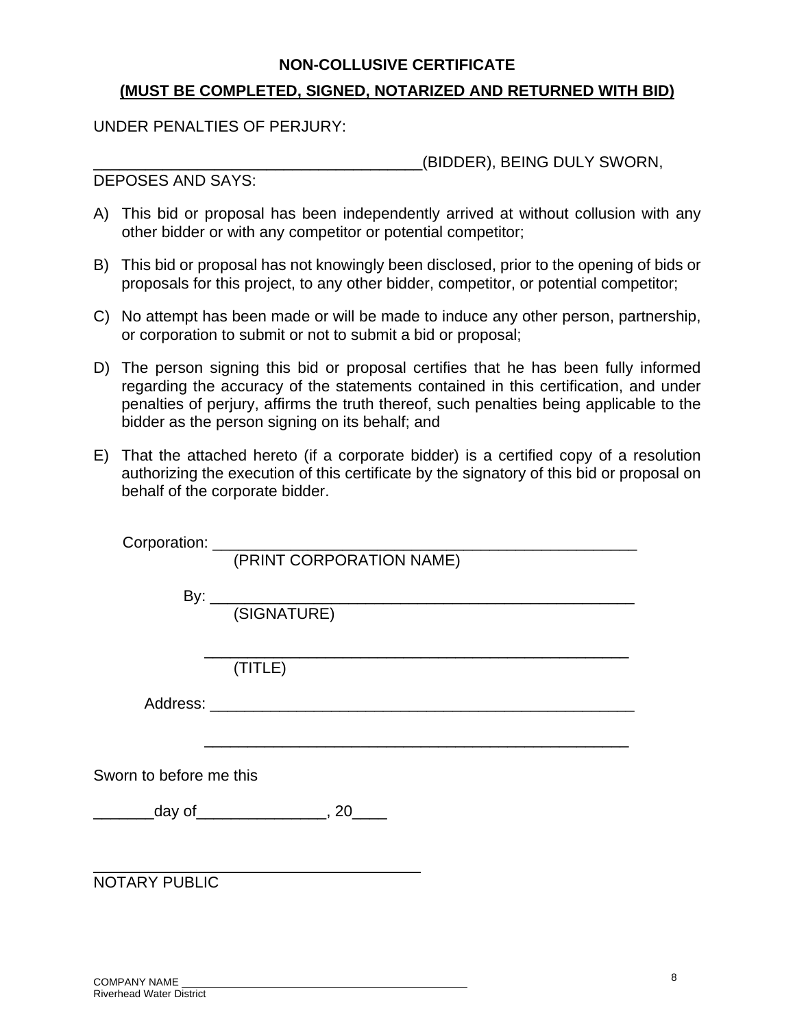# NON-COLLUSIVE CERTIFICATE

**(MUST BE COMPLETED, SIGNED, NOTARIZED AND RETURNED WITH BID)**

UNDER PENALTIES OF PERJURY:

______________________________________(BIDDER), BEING DULY SWORN, DEPOSES AND SAYS:

A) This bid or proposal has been independently arrived at without collusion with any other bidder or with any competitor or potential competitor;

B) This bid or proposal has not knowingly been disclosed, prior to the opening of bids or proposals for this project, to any other bidder, competitor, or potential competitor;

C) No attempt has been made or will be made to induce any other person, partnership, or corporation to submit or not to submit a bid or proposal;

D) The person signing this bid or proposal certifies that he has been fully informed regarding the accuracy of the statements contained in this certification, and under penalties of perjury, affirms the truth thereof, such penalties being applicable to the bidder as the person signing on its behalf; and

E) That the attached hereto (if a corporate bidder) is a certified copy of a resolution authorizing the execution of this certificate by the signatory of this bid or proposal on behalf of the corporate bidder.

Corporation: _________________________________________________
(PRINT CORPORATION NAME)

By: _________________________________________________
(SIGNATURE)

_________________________________________________
(TITLE)

Address: _________________________________________________

_________________________________________________

Sworn to before me this

_______day of_______________, 20____

______________________________________
NOTARY PUBLIC

COMPANY NAME ______________________________________
Riverhead Water District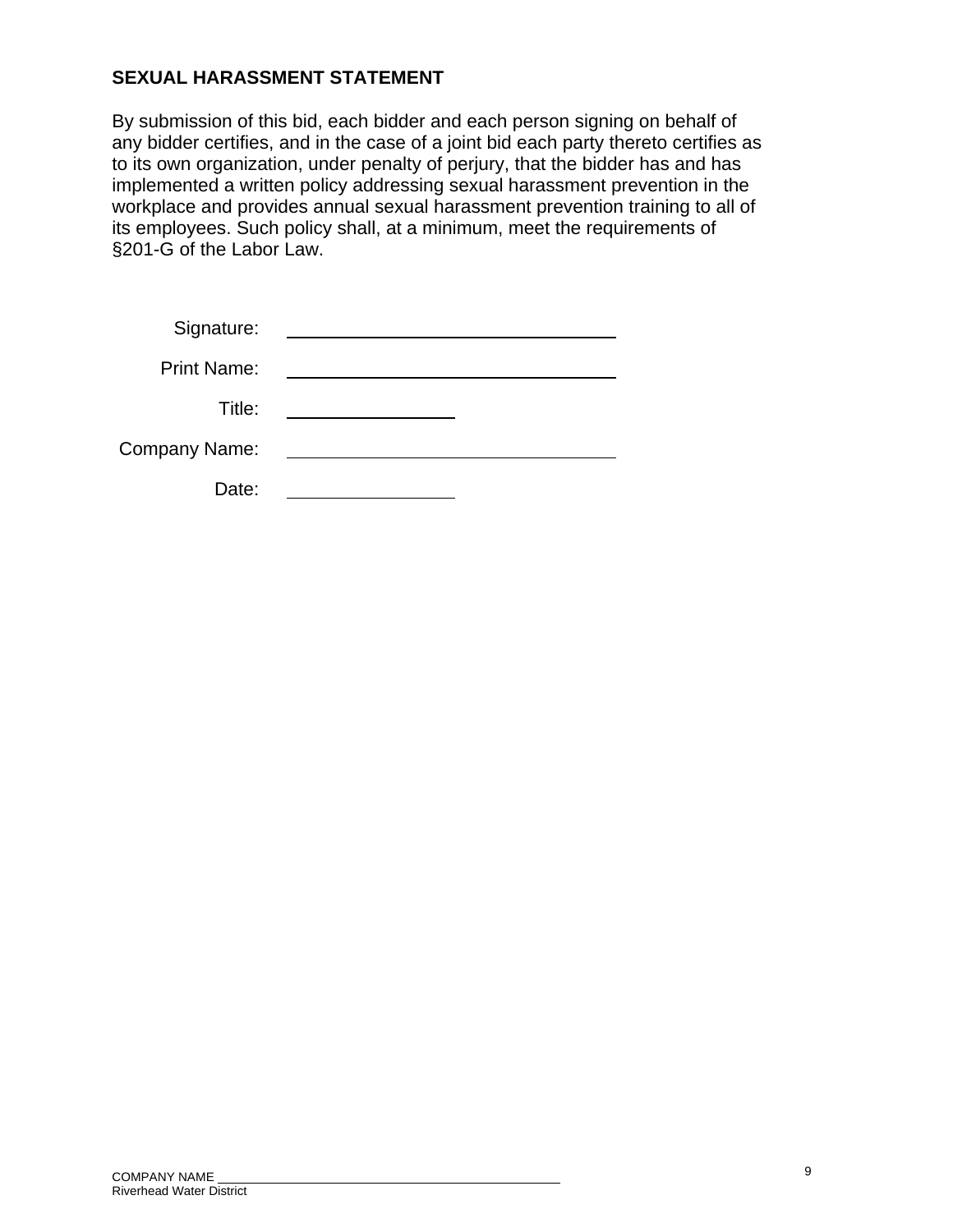## SEXUAL HARASSMENT STATEMENT

By submission of this bid, each bidder and each person signing on behalf of any bidder certifies, and in the case of a joint bid each party thereto certifies as to its own organization, under penalty of perjury, that the bidder has and has implemented a written policy addressing sexual harassment prevention in the workplace and provides annual sexual harassment prevention training to all of its employees. Such policy shall, at a minimum, meet the requirements of §201-G of the Labor Law.

Signature: ______________________________

Print Name: ______________________________

Title: ________________

Company Name: ______________________________

Date: ________________

COMPANY NAME ________________________________________
Riverhead Water District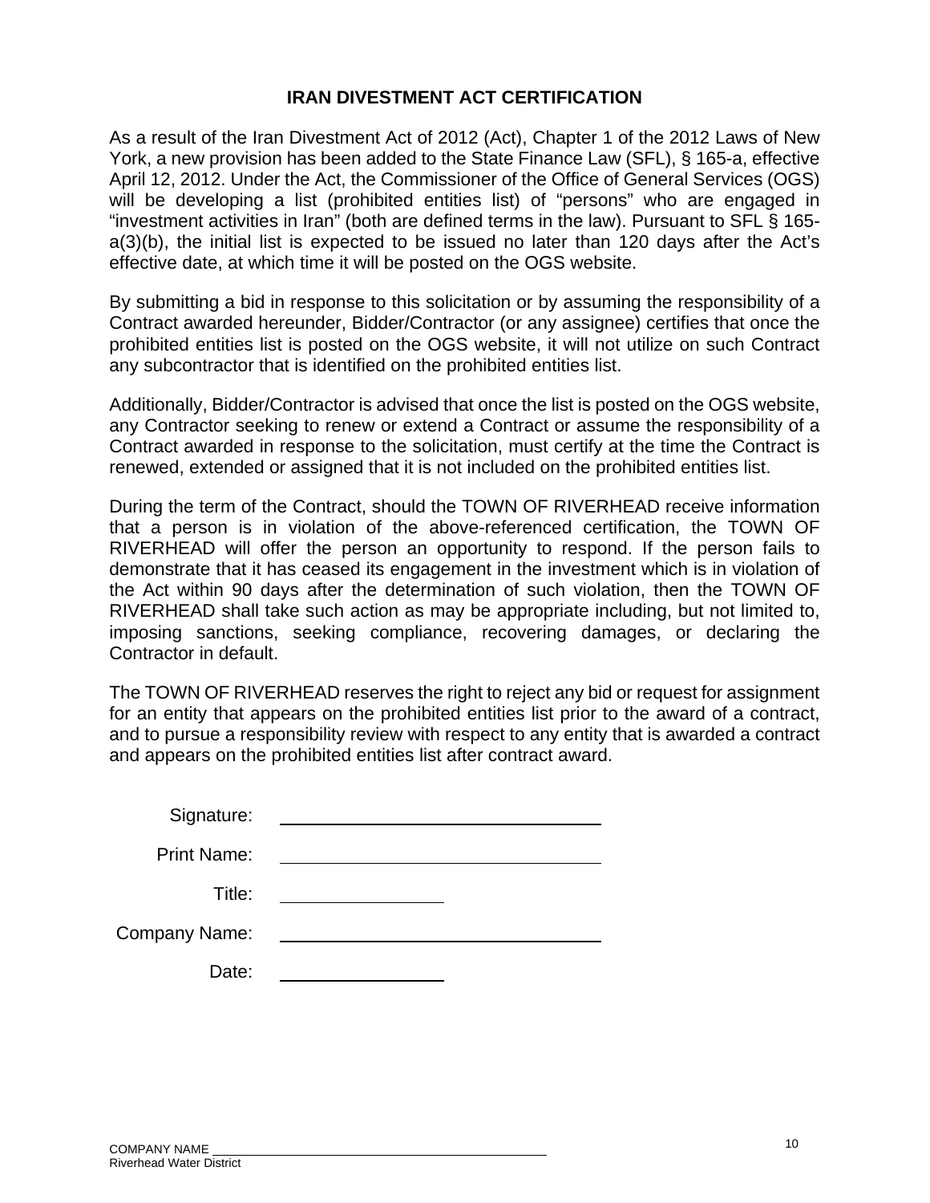## IRAN DIVESTMENT ACT CERTIFICATION

As a result of the Iran Divestment Act of 2012 (Act), Chapter 1 of the 2012 Laws of New York, a new provision has been added to the State Finance Law (SFL), § 165-a, effective April 12, 2012. Under the Act, the Commissioner of the Office of General Services (OGS) will be developing a list (prohibited entities list) of "persons" who are engaged in "investment activities in Iran" (both are defined terms in the law). Pursuant to SFL § 165-a(3)(b), the initial list is expected to be issued no later than 120 days after the Act's effective date, at which time it will be posted on the OGS website.

By submitting a bid in response to this solicitation or by assuming the responsibility of a Contract awarded hereunder, Bidder/Contractor (or any assignee) certifies that once the prohibited entities list is posted on the OGS website, it will not utilize on such Contract any subcontractor that is identified on the prohibited entities list.

Additionally, Bidder/Contractor is advised that once the list is posted on the OGS website, any Contractor seeking to renew or extend a Contract or assume the responsibility of a Contract awarded in response to the solicitation, must certify at the time the Contract is renewed, extended or assigned that it is not included on the prohibited entities list.

During the term of the Contract, should the TOWN OF RIVERHEAD receive information that a person is in violation of the above-referenced certification, the TOWN OF RIVERHEAD will offer the person an opportunity to respond. If the person fails to demonstrate that it has ceased its engagement in the investment which is in violation of the Act within 90 days after the determination of such violation, then the TOWN OF RIVERHEAD shall take such action as may be appropriate including, but not limited to, imposing sanctions, seeking compliance, recovering damages, or declaring the Contractor in default.

The TOWN OF RIVERHEAD reserves the right to reject any bid or request for assignment for an entity that appears on the prohibited entities list prior to the award of a contract, and to pursue a responsibility review with respect to any entity that is awarded a contract and appears on the prohibited entities list after contract award.

Signature: ______________________________

Print Name: ______________________________

Title: ________________

Company Name: ______________________________

Date: ________________

COMPANY NAME ______________________________
Riverhead Water District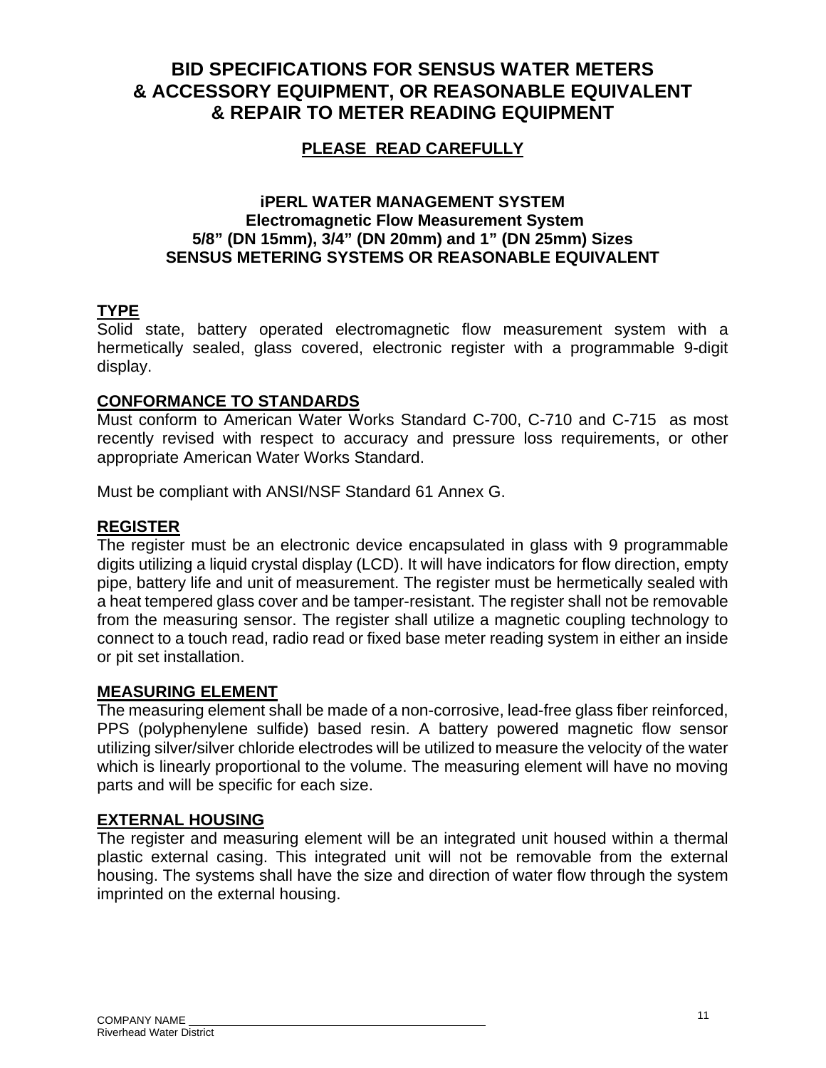# BID SPECIFICATIONS FOR SENSUS WATER METERS & ACCESSORY EQUIPMENT, OR REASONABLE EQUIVALENT & REPAIR TO METER READING EQUIPMENT

**PLEASE READ CAREFULLY**

### iPERL WATER MANAGEMENT SYSTEM
### Electromagnetic Flow Measurement System
### 5/8" (DN 15mm), 3/4" (DN 20mm) and 1" (DN 25mm) Sizes
### SENSUS METERING SYSTEMS OR REASONABLE EQUIVALENT

**TYPE**

Solid state, battery operated electromagnetic flow measurement system with a hermetically sealed, glass covered, electronic register with a programmable 9-digit display.

**CONFORMANCE TO STANDARDS**

Must conform to American Water Works Standard C-700, C-710 and C-715 as most recently revised with respect to accuracy and pressure loss requirements, or other appropriate American Water Works Standard.

Must be compliant with ANSI/NSF Standard 61 Annex G.

**REGISTER**

The register must be an electronic device encapsulated in glass with 9 programmable digits utilizing a liquid crystal display (LCD). It will have indicators for flow direction, empty pipe, battery life and unit of measurement. The register must be hermetically sealed with a heat tempered glass cover and be tamper-resistant. The register shall not be removable from the measuring sensor. The register shall utilize a magnetic coupling technology to connect to a touch read, radio read or fixed base meter reading system in either an inside or pit set installation.

**MEASURING ELEMENT**

The measuring element shall be made of a non-corrosive, lead-free glass fiber reinforced, PPS (polyphenylene sulfide) based resin. A battery powered magnetic flow sensor utilizing silver/silver chloride electrodes will be utilized to measure the velocity of the water which is linearly proportional to the volume. The measuring element will have no moving parts and will be specific for each size.

**EXTERNAL HOUSING**

The register and measuring element will be an integrated unit housed within a thermal plastic external casing. This integrated unit will not be removable from the external housing. The systems shall have the size and direction of water flow through the system imprinted on the external housing.

COMPANY NAME ______________________________

Riverhead Water District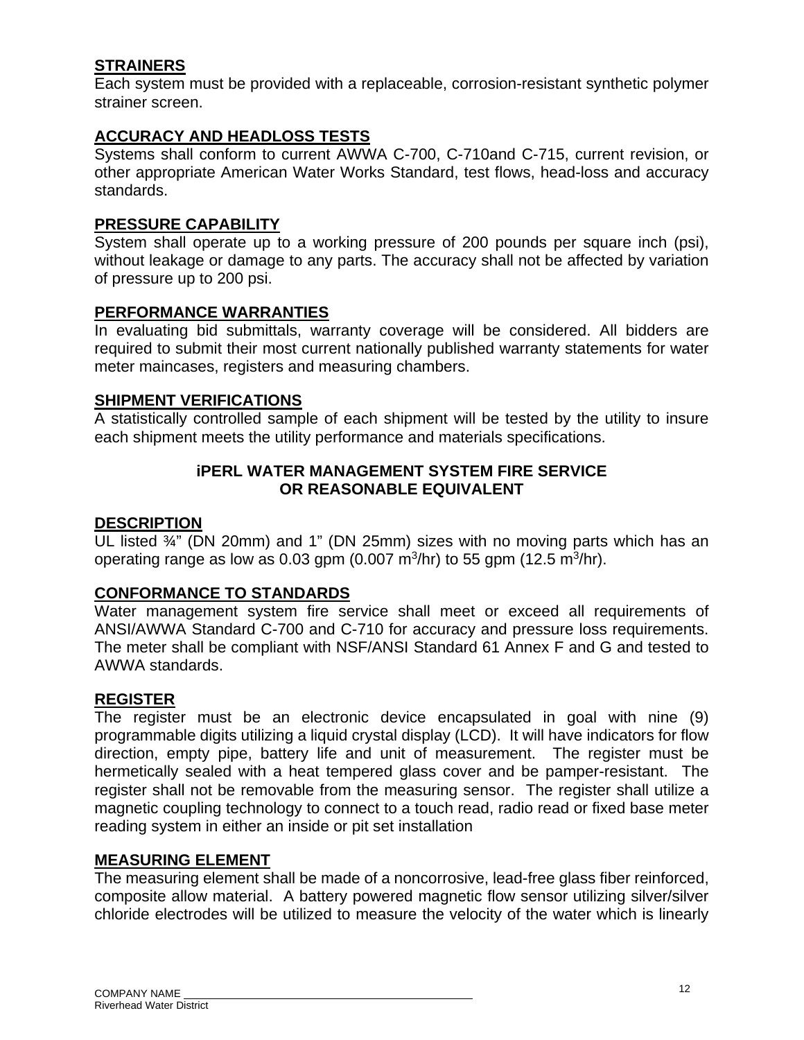## STRAINERS

Each system must be provided with a replaceable, corrosion-resistant synthetic polymer strainer screen.

## ACCURACY AND HEADLOSS TESTS

Systems shall conform to current AWWA C-700, C-710and C-715, current revision, or other appropriate American Water Works Standard, test flows, head-loss and accuracy standards.

## PRESSURE CAPABILITY

System shall operate up to a working pressure of 200 pounds per square inch (psi), without leakage or damage to any parts. The accuracy shall not be affected by variation of pressure up to 200 psi.

## PERFORMANCE WARRANTIES

In evaluating bid submittals, warranty coverage will be considered. All bidders are required to submit their most current nationally published warranty statements for water meter maincases, registers and measuring chambers.

## SHIPMENT VERIFICATIONS

A statistically controlled sample of each shipment will be tested by the utility to insure each shipment meets the utility performance and materials specifications.

# iPERL WATER MANAGEMENT SYSTEM FIRE SERVICE OR REASONABLE EQUIVALENT

## DESCRIPTION

UL listed ¾" (DN 20mm) and 1" (DN 25mm) sizes with no moving parts which has an operating range as low as 0.03 gpm (0.007 $m^3$/hr) to 55 gpm (12.5 $m^3$/hr).

## CONFORMANCE TO STANDARDS

Water management system fire service shall meet or exceed all requirements of ANSI/AWWA Standard C-700 and C-710 for accuracy and pressure loss requirements. The meter shall be compliant with NSF/ANSI Standard 61 Annex F and G and tested to AWWA standards.

## REGISTER

The register must be an electronic device encapsulated in goal with nine (9) programmable digits utilizing a liquid crystal display (LCD). It will have indicators for flow direction, empty pipe, battery life and unit of measurement. The register must be hermetically sealed with a heat tempered glass cover and be pamper-resistant. The register shall not be removable from the measuring sensor. The register shall utilize a magnetic coupling technology to connect to a touch read, radio read or fixed base meter reading system in either an inside or pit set installation

## MEASURING ELEMENT

The measuring element shall be made of a noncorrosive, lead-free glass fiber reinforced, composite allow material. A battery powered magnetic flow sensor utilizing silver/silver chloride electrodes will be utilized to measure the velocity of the water which is linearly

COMPANY NAME ___________________________

Riverhead Water District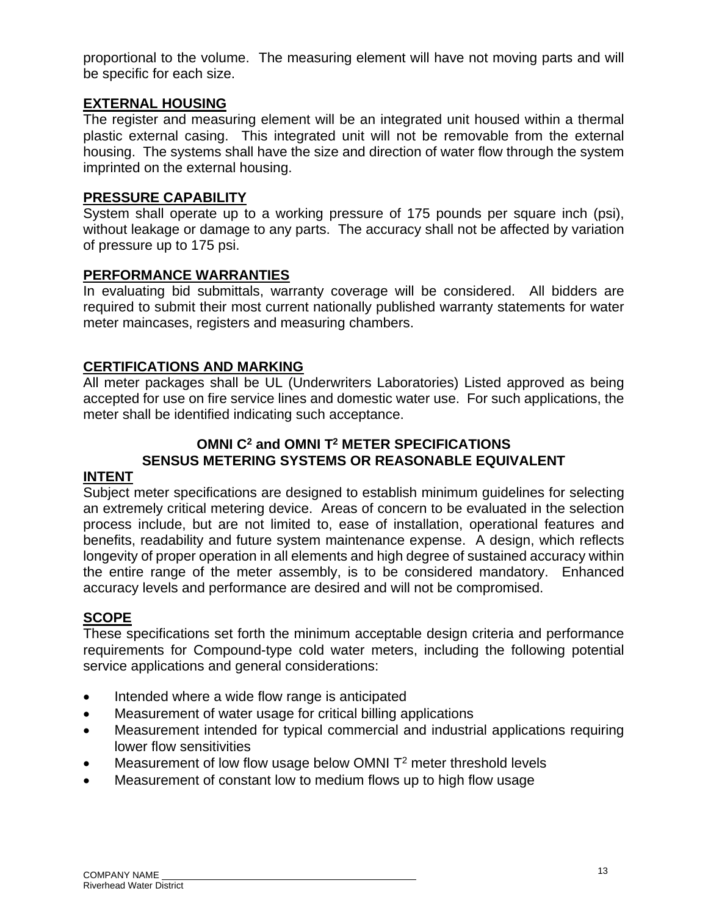proportional to the volume. The measuring element will have not moving parts and will be specific for each size.

**EXTERNAL HOUSING**

The register and measuring element will be an integrated unit housed within a thermal plastic external casing. This integrated unit will not be removable from the external housing. The systems shall have the size and direction of water flow through the system imprinted on the external housing.

**PRESSURE CAPABILITY**

System shall operate up to a working pressure of 175 pounds per square inch (psi), without leakage or damage to any parts. The accuracy shall not be affected by variation of pressure up to 175 psi.

**PERFORMANCE WARRANTIES**

In evaluating bid submittals, warranty coverage will be considered. All bidders are required to submit their most current nationally published warranty statements for water meter maincases, registers and measuring chambers.

**CERTIFICATIONS AND MARKING**

All meter packages shall be UL (Underwriters Laboratories) Listed approved as being accepted for use on fire service lines and domestic water use. For such applications, the meter shall be identified indicating such acceptance.

## OMNI C$^2$ and OMNI T$^2$ METER SPECIFICATIONS SENSUS METERING SYSTEMS OR REASONABLE EQUIVALENT

**INTENT**

Subject meter specifications are designed to establish minimum guidelines for selecting an extremely critical metering device. Areas of concern to be evaluated in the selection process include, but are not limited to, ease of installation, operational features and benefits, readability and future system maintenance expense. A design, which reflects longevity of proper operation in all elements and high degree of sustained accuracy within the entire range of the meter assembly, is to be considered mandatory. Enhanced accuracy levels and performance are desired and will not be compromised.

**SCOPE**

These specifications set forth the minimum acceptable design criteria and performance requirements for Compound-type cold water meters, including the following potential service applications and general considerations:

- Intended where a wide flow range is anticipated
- Measurement of water usage for critical billing applications
- Measurement intended for typical commercial and industrial applications requiring lower flow sensitivities
- Measurement of low flow usage below OMNI T$^2$ meter threshold levels
- Measurement of constant low to medium flows up to high flow usage

COMPANY NAME ______________________________
Riverhead Water District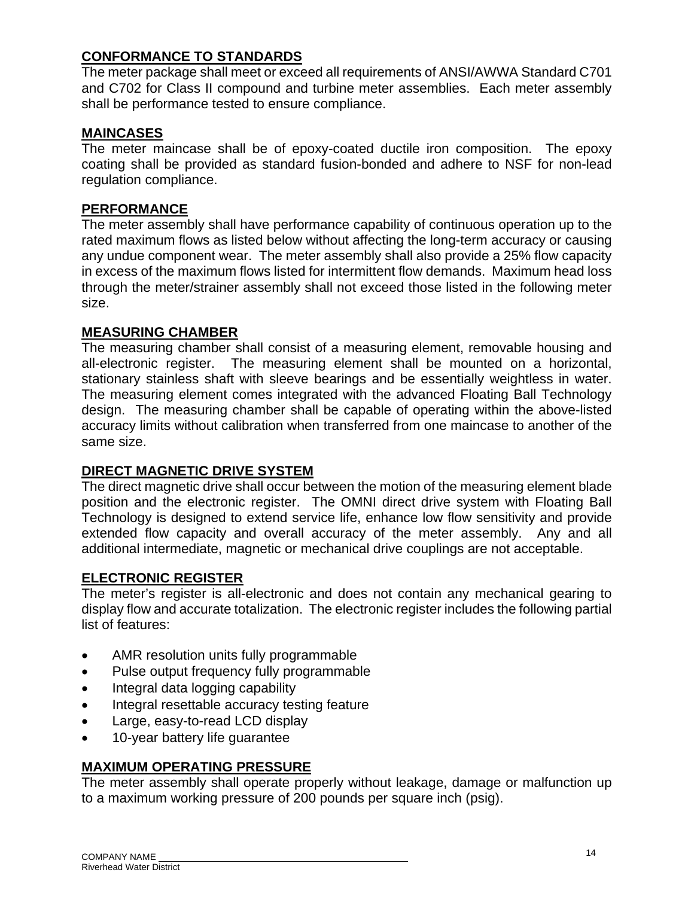## CONFORMANCE TO STANDARDS

The meter package shall meet or exceed all requirements of ANSI/AWWA Standard C701 and C702 for Class II compound and turbine meter assemblies. Each meter assembly shall be performance tested to ensure compliance.

## MAINCASES

The meter maincase shall be of epoxy-coated ductile iron composition. The epoxy coating shall be provided as standard fusion-bonded and adhere to NSF for non-lead regulation compliance.

## PERFORMANCE

The meter assembly shall have performance capability of continuous operation up to the rated maximum flows as listed below without affecting the long-term accuracy or causing any undue component wear. The meter assembly shall also provide a 25% flow capacity in excess of the maximum flows listed for intermittent flow demands. Maximum head loss through the meter/strainer assembly shall not exceed those listed in the following meter size.

## MEASURING CHAMBER

The measuring chamber shall consist of a measuring element, removable housing and all-electronic register. The measuring element shall be mounted on a horizontal, stationary stainless shaft with sleeve bearings and be essentially weightless in water. The measuring element comes integrated with the advanced Floating Ball Technology design. The measuring chamber shall be capable of operating within the above-listed accuracy limits without calibration when transferred from one maincase to another of the same size.

## DIRECT MAGNETIC DRIVE SYSTEM

The direct magnetic drive shall occur between the motion of the measuring element blade position and the electronic register. The OMNI direct drive system with Floating Ball Technology is designed to extend service life, enhance low flow sensitivity and provide extended flow capacity and overall accuracy of the meter assembly. Any and all additional intermediate, magnetic or mechanical drive couplings are not acceptable.

## ELECTRONIC REGISTER

The meter's register is all-electronic and does not contain any mechanical gearing to display flow and accurate totalization. The electronic register includes the following partial list of features:

- AMR resolution units fully programmable
- Pulse output frequency fully programmable
- Integral data logging capability
- Integral resettable accuracy testing feature
- Large, easy-to-read LCD display
- 10-year battery life guarantee

## MAXIMUM OPERATING PRESSURE

The meter assembly shall operate properly without leakage, damage or malfunction up to a maximum working pressure of 200 pounds per square inch (psig).

COMPANY NAME \_\_\_\_\_\_\_\_\_\_\_\_\_\_\_\_\_\_\_\_\_\_\_\_\_\_\_\_\_\_\_\_\_\_\_\_\_\_\_\_
Riverhead Water District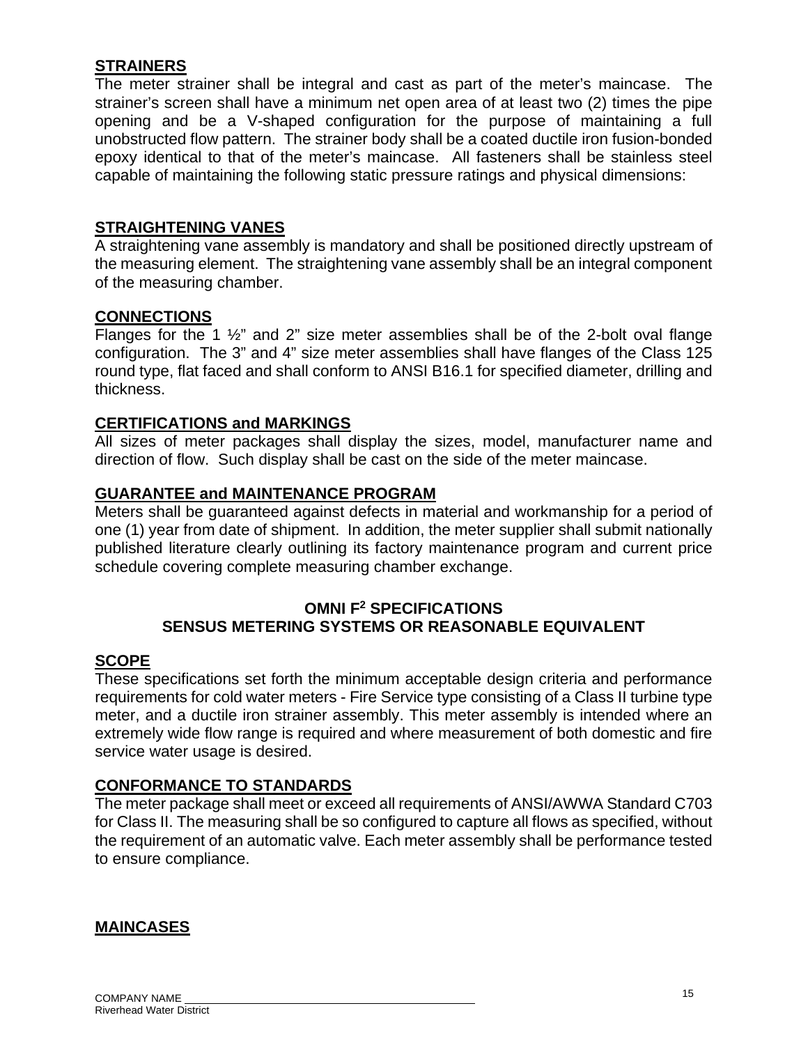**STRAINERS**

The meter strainer shall be integral and cast as part of the meter's maincase. The strainer's screen shall have a minimum net open area of at least two (2) times the pipe opening and be a V-shaped configuration for the purpose of maintaining a full unobstructed flow pattern. The strainer body shall be a coated ductile iron fusion-bonded epoxy identical to that of the meter's maincase. All fasteners shall be stainless steel capable of maintaining the following static pressure ratings and physical dimensions:

**STRAIGHTENING VANES**

A straightening vane assembly is mandatory and shall be positioned directly upstream of the measuring element. The straightening vane assembly shall be an integral component of the measuring chamber.

**CONNECTIONS**

Flanges for the 1 ½" and 2" size meter assemblies shall be of the 2-bolt oval flange configuration. The 3" and 4" size meter assemblies shall have flanges of the Class 125 round type, flat faced and shall conform to ANSI B16.1 for specified diameter, drilling and thickness.

**CERTIFICATIONS and MARKINGS**

All sizes of meter packages shall display the sizes, model, manufacturer name and direction of flow. Such display shall be cast on the side of the meter maincase.

**GUARANTEE and MAINTENANCE PROGRAM**

Meters shall be guaranteed against defects in material and workmanship for a period of one (1) year from date of shipment. In addition, the meter supplier shall submit nationally published literature clearly outlining its factory maintenance program and current price schedule covering complete measuring chamber exchange.

## OMNI F$^2$ SPECIFICATIONS
## SENSUS METERING SYSTEMS OR REASONABLE EQUIVALENT

**SCOPE**

These specifications set forth the minimum acceptable design criteria and performance requirements for cold water meters - Fire Service type consisting of a Class II turbine type meter, and a ductile iron strainer assembly. This meter assembly is intended where an extremely wide flow range is required and where measurement of both domestic and fire service water usage is desired.

**CONFORMANCE TO STANDARDS**

The meter package shall meet or exceed all requirements of ANSI/AWWA Standard C703 for Class II. The measuring shall be so configured to capture all flows as specified, without the requirement of an automatic valve. Each meter assembly shall be performance tested to ensure compliance.

**MAINCASES**

COMPANY NAME \_\_\_\_\_\_\_\_\_\_\_\_\_\_\_\_\_\_\_\_\_\_\_\_\_\_\_\_\_\_\_\_\_\_\_\_\_\_\_\_
Riverhead Water District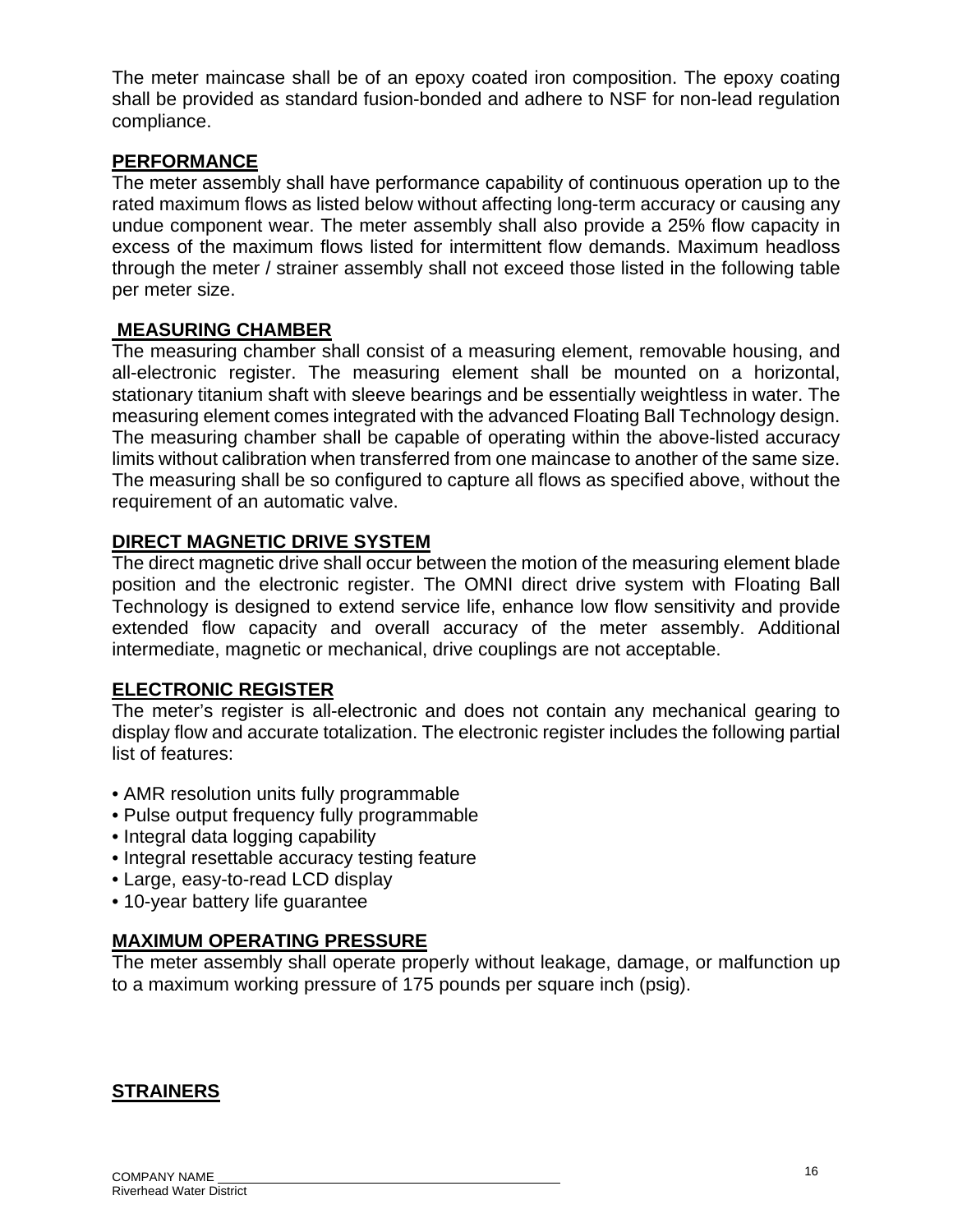The meter maincase shall be of an epoxy coated iron composition. The epoxy coating shall be provided as standard fusion-bonded and adhere to NSF for non-lead regulation compliance.

**PERFORMANCE**

The meter assembly shall have performance capability of continuous operation up to the rated maximum flows as listed below without affecting long-term accuracy or causing any undue component wear. The meter assembly shall also provide a 25% flow capacity in excess of the maximum flows listed for intermittent flow demands. Maximum headloss through the meter / strainer assembly shall not exceed those listed in the following table per meter size.

**MEASURING CHAMBER**

The measuring chamber shall consist of a measuring element, removable housing, and all-electronic register. The measuring element shall be mounted on a horizontal, stationary titanium shaft with sleeve bearings and be essentially weightless in water. The measuring element comes integrated with the advanced Floating Ball Technology design. The measuring chamber shall be capable of operating within the above-listed accuracy limits without calibration when transferred from one maincase to another of the same size. The measuring shall be so configured to capture all flows as specified above, without the requirement of an automatic valve.

**DIRECT MAGNETIC DRIVE SYSTEM**

The direct magnetic drive shall occur between the motion of the measuring element blade position and the electronic register. The OMNI direct drive system with Floating Ball Technology is designed to extend service life, enhance low flow sensitivity and provide extended flow capacity and overall accuracy of the meter assembly. Additional intermediate, magnetic or mechanical, drive couplings are not acceptable.

**ELECTRONIC REGISTER**

The meter's register is all-electronic and does not contain any mechanical gearing to display flow and accurate totalization. The electronic register includes the following partial list of features:

- AMR resolution units fully programmable
- Pulse output frequency fully programmable
- Integral data logging capability
- Integral resettable accuracy testing feature
- Large, easy-to-read LCD display
- 10-year battery life guarantee

**MAXIMUM OPERATING PRESSURE**

The meter assembly shall operate properly without leakage, damage, or malfunction up to a maximum working pressure of 175 pounds per square inch (psig).

**STRAINERS**

COMPANY NAME ______________________________
Riverhead Water District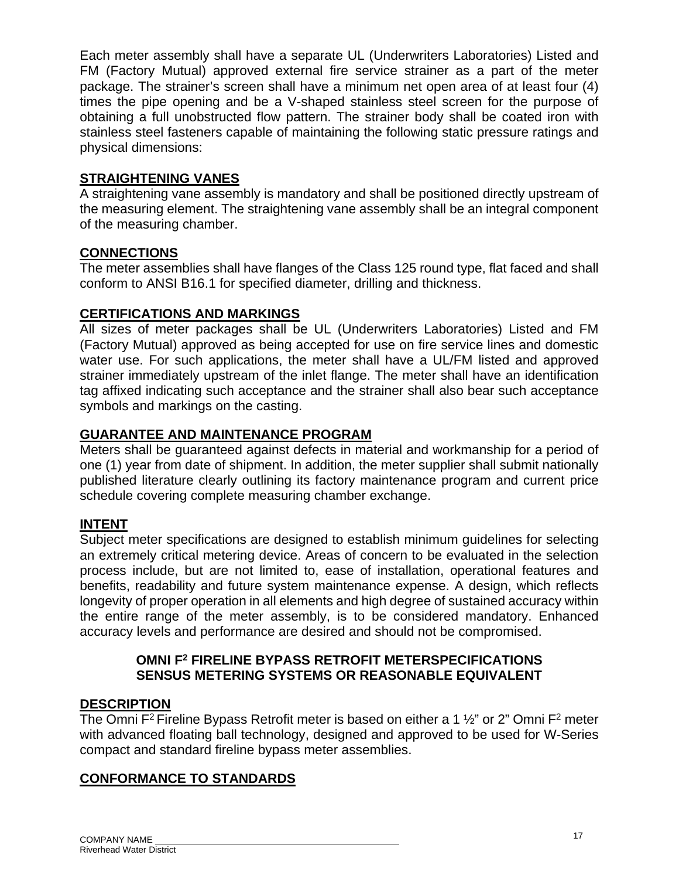Each meter assembly shall have a separate UL (Underwriters Laboratories) Listed and FM (Factory Mutual) approved external fire service strainer as a part of the meter package. The strainer's screen shall have a minimum net open area of at least four (4) times the pipe opening and be a V-shaped stainless steel screen for the purpose of obtaining a full unobstructed flow pattern. The strainer body shall be coated iron with stainless steel fasteners capable of maintaining the following static pressure ratings and physical dimensions:

## STRAIGHTENING VANES

A straightening vane assembly is mandatory and shall be positioned directly upstream of the measuring element. The straightening vane assembly shall be an integral component of the measuring chamber.

## CONNECTIONS

The meter assemblies shall have flanges of the Class 125 round type, flat faced and shall conform to ANSI B16.1 for specified diameter, drilling and thickness.

## CERTIFICATIONS AND MARKINGS

All sizes of meter packages shall be UL (Underwriters Laboratories) Listed and FM (Factory Mutual) approved as being accepted for use on fire service lines and domestic water use. For such applications, the meter shall have a UL/FM listed and approved strainer immediately upstream of the inlet flange. The meter shall have an identification tag affixed indicating such acceptance and the strainer shall also bear such acceptance symbols and markings on the casting.

## GUARANTEE AND MAINTENANCE PROGRAM

Meters shall be guaranteed against defects in material and workmanship for a period of one (1) year from date of shipment. In addition, the meter supplier shall submit nationally published literature clearly outlining its factory maintenance program and current price schedule covering complete measuring chamber exchange.

## INTENT

Subject meter specifications are designed to establish minimum guidelines for selecting an extremely critical metering device. Areas of concern to be evaluated in the selection process include, but are not limited to, ease of installation, operational features and benefits, readability and future system maintenance expense. A design, which reflects longevity of proper operation in all elements and high degree of sustained accuracy within the entire range of the meter assembly, is to be considered mandatory. Enhanced accuracy levels and performance are desired and should not be compromised.

# OMNI F$^2$ FIRELINE BYPASS RETROFIT METERSPECIFICATIONS SENSUS METERING SYSTEMS OR REASONABLE EQUIVALENT

## DESCRIPTION

The Omni F$^2$ Fireline Bypass Retrofit meter is based on either a 1 ½" or 2" Omni F$^2$ meter with advanced floating ball technology, designed and approved to be used for W-Series compact and standard fireline bypass meter assemblies.

## CONFORMANCE TO STANDARDS

COMPANY NAME ______________________
Riverhead Water District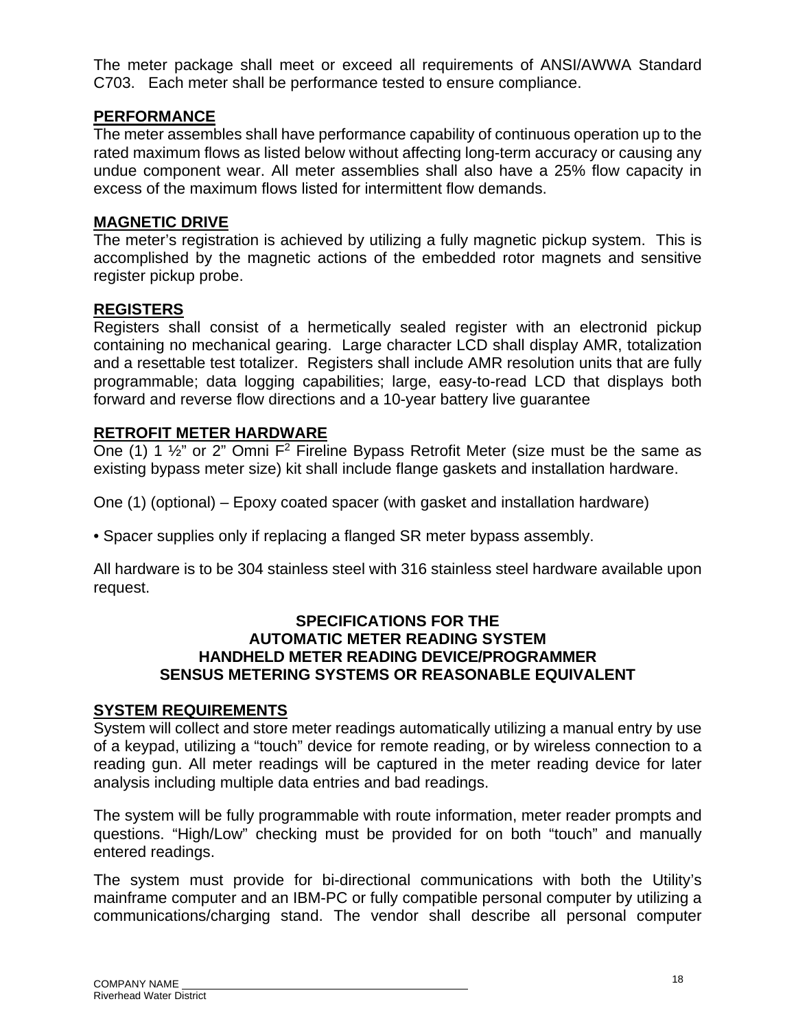The meter package shall meet or exceed all requirements of ANSI/AWWA Standard C703. Each meter shall be performance tested to ensure compliance.

**PERFORMANCE**

The meter assembles shall have performance capability of continuous operation up to the rated maximum flows as listed below without affecting long-term accuracy or causing any undue component wear. All meter assemblies shall also have a 25% flow capacity in excess of the maximum flows listed for intermittent flow demands.

**MAGNETIC DRIVE**

The meter's registration is achieved by utilizing a fully magnetic pickup system. This is accomplished by the magnetic actions of the embedded rotor magnets and sensitive register pickup probe.

**REGISTERS**

Registers shall consist of a hermetically sealed register with an electronid pickup containing no mechanical gearing. Large character LCD shall display AMR, totalization and a resettable test totalizer. Registers shall include AMR resolution units that are fully programmable; data logging capabilities; large, easy-to-read LCD that displays both forward and reverse flow directions and a 10-year battery live guarantee

**RETROFIT METER HARDWARE**

One (1) 1 ½" or 2" Omni $F^2$ Fireline Bypass Retrofit Meter (size must be the same as existing bypass meter size) kit shall include flange gaskets and installation hardware.

One (1) (optional) – Epoxy coated spacer (with gasket and installation hardware)

• Spacer supplies only if replacing a flanged SR meter bypass assembly.

All hardware is to be 304 stainless steel with 316 stainless steel hardware available upon request.

**SPECIFICATIONS FOR THE AUTOMATIC METER READING SYSTEM HANDHELD METER READING DEVICE/PROGRAMMER SENSUS METERING SYSTEMS OR REASONABLE EQUIVALENT**

**SYSTEM REQUIREMENTS**

System will collect and store meter readings automatically utilizing a manual entry by use of a keypad, utilizing a "touch" device for remote reading, or by wireless connection to a reading gun. All meter readings will be captured in the meter reading device for later analysis including multiple data entries and bad readings.

The system will be fully programmable with route information, meter reader prompts and questions. "High/Low" checking must be provided for on both "touch" and manually entered readings.

The system must provide for bi-directional communications with both the Utility's mainframe computer and an IBM-PC or fully compatible personal computer by utilizing a communications/charging stand. The vendor shall describe all personal computer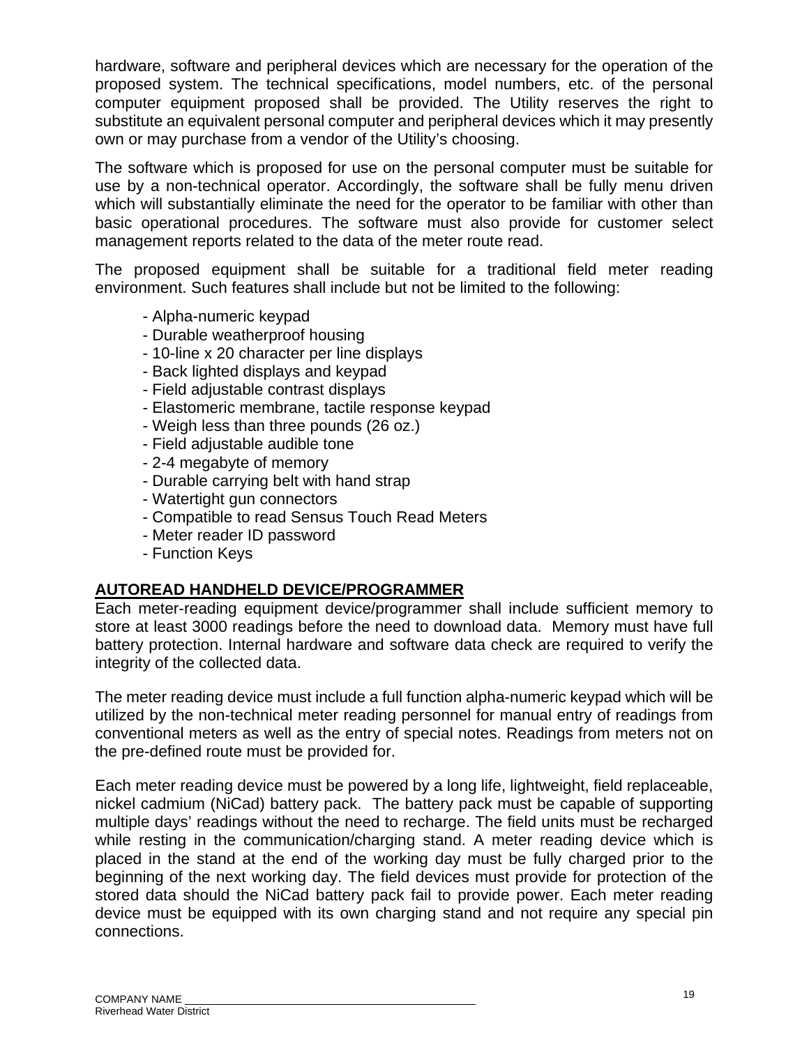hardware, software and peripheral devices which are necessary for the operation of the proposed system. The technical specifications, model numbers, etc. of the personal computer equipment proposed shall be provided. The Utility reserves the right to substitute an equivalent personal computer and peripheral devices which it may presently own or may purchase from a vendor of the Utility's choosing.

The software which is proposed for use on the personal computer must be suitable for use by a non-technical operator. Accordingly, the software shall be fully menu driven which will substantially eliminate the need for the operator to be familiar with other than basic operational procedures. The software must also provide for customer select management reports related to the data of the meter route read.

The proposed equipment shall be suitable for a traditional field meter reading environment. Such features shall include but not be limited to the following:

- Alpha-numeric keypad
- Durable weatherproof housing
- 10-line x 20 character per line displays
- Back lighted displays and keypad
- Field adjustable contrast displays
- Elastomeric membrane, tactile response keypad
- Weigh less than three pounds (26 oz.)
- Field adjustable audible tone
- 2-4 megabyte of memory
- Durable carrying belt with hand strap
- Watertight gun connectors
- Compatible to read Sensus Touch Read Meters
- Meter reader ID password
- Function Keys

## AUTOREAD HANDHELD DEVICE/PROGRAMMER

Each meter-reading equipment device/programmer shall include sufficient memory to store at least 3000 readings before the need to download data. Memory must have full battery protection. Internal hardware and software data check are required to verify the integrity of the collected data.

The meter reading device must include a full function alpha-numeric keypad which will be utilized by the non-technical meter reading personnel for manual entry of readings from conventional meters as well as the entry of special notes. Readings from meters not on the pre-defined route must be provided for.

Each meter reading device must be powered by a long life, lightweight, field replaceable, nickel cadmium (NiCad) battery pack. The battery pack must be capable of supporting multiple days' readings without the need to recharge. The field units must be recharged while resting in the communication/charging stand. A meter reading device which is placed in the stand at the end of the working day must be fully charged prior to the beginning of the next working day. The field devices must provide for protection of the stored data should the NiCad battery pack fail to provide power. Each meter reading device must be equipped with its own charging stand and not require any special pin connections.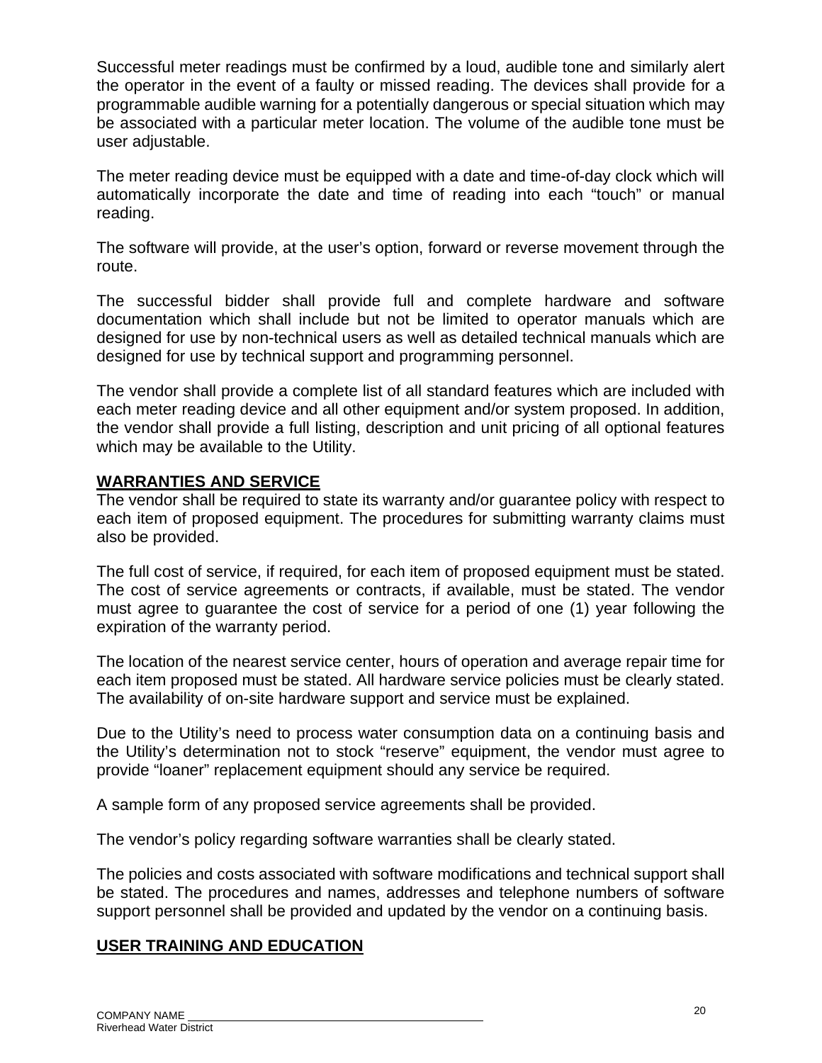Successful meter readings must be confirmed by a loud, audible tone and similarly alert the operator in the event of a faulty or missed reading. The devices shall provide for a programmable audible warning for a potentially dangerous or special situation which may be associated with a particular meter location. The volume of the audible tone must be user adjustable.

The meter reading device must be equipped with a date and time-of-day clock which will automatically incorporate the date and time of reading into each "touch" or manual reading.

The software will provide, at the user's option, forward or reverse movement through the route.

The successful bidder shall provide full and complete hardware and software documentation which shall include but not be limited to operator manuals which are designed for use by non-technical users as well as detailed technical manuals which are designed for use by technical support and programming personnel.

The vendor shall provide a complete list of all standard features which are included with each meter reading device and all other equipment and/or system proposed. In addition, the vendor shall provide a full listing, description and unit pricing of all optional features which may be available to the Utility.

**WARRANTIES AND SERVICE**

The vendor shall be required to state its warranty and/or guarantee policy with respect to each item of proposed equipment. The procedures for submitting warranty claims must also be provided.

The full cost of service, if required, for each item of proposed equipment must be stated. The cost of service agreements or contracts, if available, must be stated. The vendor must agree to guarantee the cost of service for a period of one (1) year following the expiration of the warranty period.

The location of the nearest service center, hours of operation and average repair time for each item proposed must be stated. All hardware service policies must be clearly stated. The availability of on-site hardware support and service must be explained.

Due to the Utility's need to process water consumption data on a continuing basis and the Utility's determination not to stock "reserve" equipment, the vendor must agree to provide "loaner" replacement equipment should any service be required.

A sample form of any proposed service agreements shall be provided.

The vendor's policy regarding software warranties shall be clearly stated.

The policies and costs associated with software modifications and technical support shall be stated. The procedures and names, addresses and telephone numbers of software support personnel shall be provided and updated by the vendor on a continuing basis.

**USER TRAINING AND EDUCATION**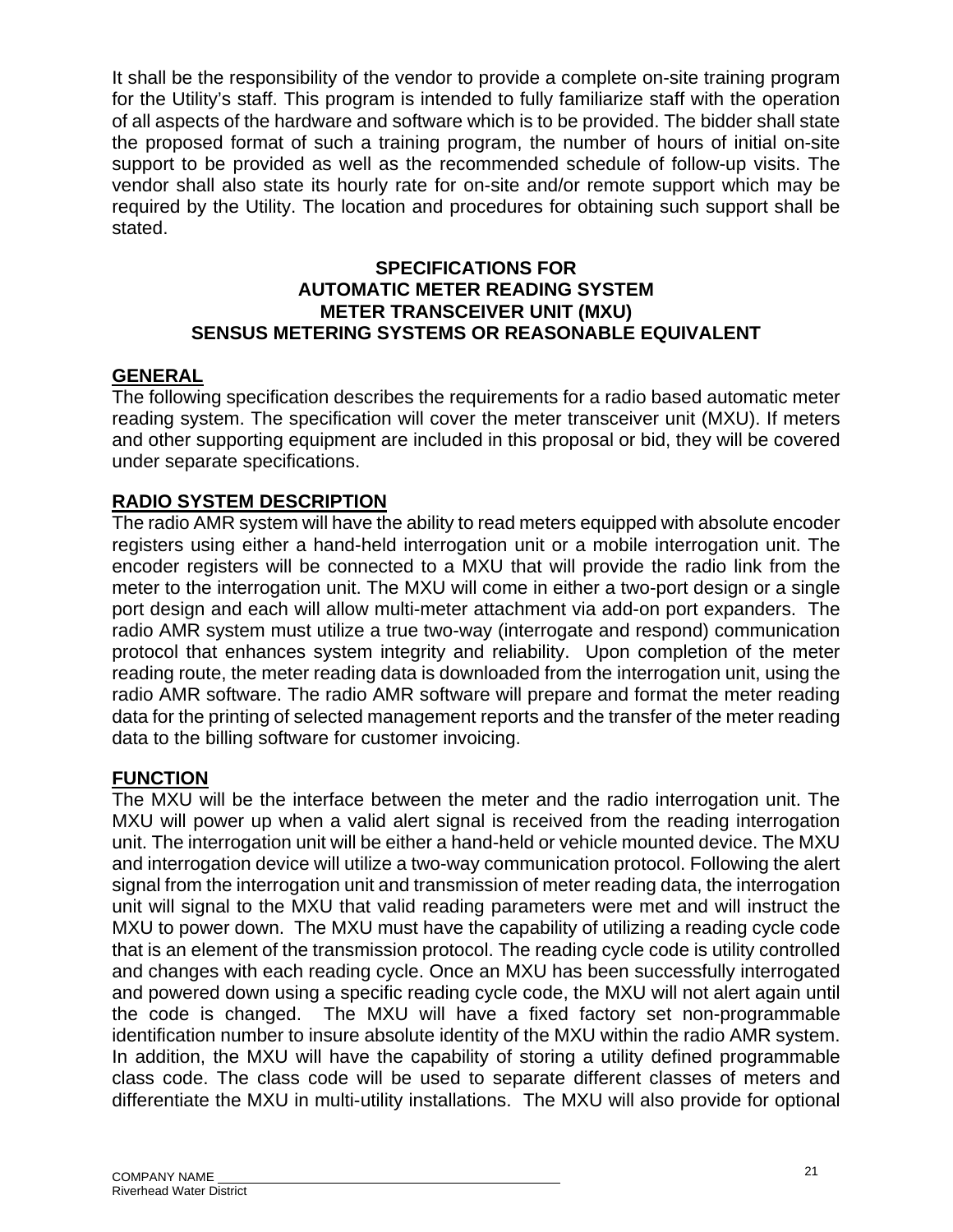It shall be the responsibility of the vendor to provide a complete on-site training program for the Utility's staff. This program is intended to fully familiarize staff with the operation of all aspects of the hardware and software which is to be provided. The bidder shall state the proposed format of such a training program, the number of hours of initial on-site support to be provided as well as the recommended schedule of follow-up visits. The vendor shall also state its hourly rate for on-site and/or remote support which may be required by the Utility. The location and procedures for obtaining such support shall be stated.

**SPECIFICATIONS FOR**
**AUTOMATIC METER READING SYSTEM**
**METER TRANSCEIVER UNIT (MXU)**
**SENSUS METERING SYSTEMS OR REASONABLE EQUIVALENT**

**GENERAL**

The following specification describes the requirements for a radio based automatic meter reading system. The specification will cover the meter transceiver unit (MXU). If meters and other supporting equipment are included in this proposal or bid, they will be covered under separate specifications.

**RADIO SYSTEM DESCRIPTION**

The radio AMR system will have the ability to read meters equipped with absolute encoder registers using either a hand-held interrogation unit or a mobile interrogation unit. The encoder registers will be connected to a MXU that will provide the radio link from the meter to the interrogation unit. The MXU will come in either a two-port design or a single port design and each will allow multi-meter attachment via add-on port expanders. The radio AMR system must utilize a true two-way (interrogate and respond) communication protocol that enhances system integrity and reliability. Upon completion of the meter reading route, the meter reading data is downloaded from the interrogation unit, using the radio AMR software. The radio AMR software will prepare and format the meter reading data for the printing of selected management reports and the transfer of the meter reading data to the billing software for customer invoicing.

**FUNCTION**

The MXU will be the interface between the meter and the radio interrogation unit. The MXU will power up when a valid alert signal is received from the reading interrogation unit. The interrogation unit will be either a hand-held or vehicle mounted device. The MXU and interrogation device will utilize a two-way communication protocol. Following the alert signal from the interrogation unit and transmission of meter reading data, the interrogation unit will signal to the MXU that valid reading parameters were met and will instruct the MXU to power down. The MXU must have the capability of utilizing a reading cycle code that is an element of the transmission protocol. The reading cycle code is utility controlled and changes with each reading cycle. Once an MXU has been successfully interrogated and powered down using a specific reading cycle code, the MXU will not alert again until the code is changed. The MXU will have a fixed factory set non-programmable identification number to insure absolute identity of the MXU within the radio AMR system. In addition, the MXU will have the capability of storing a utility defined programmable class code. The class code will be used to separate different classes of meters and differentiate the MXU in multi-utility installations. The MXU will also provide for optional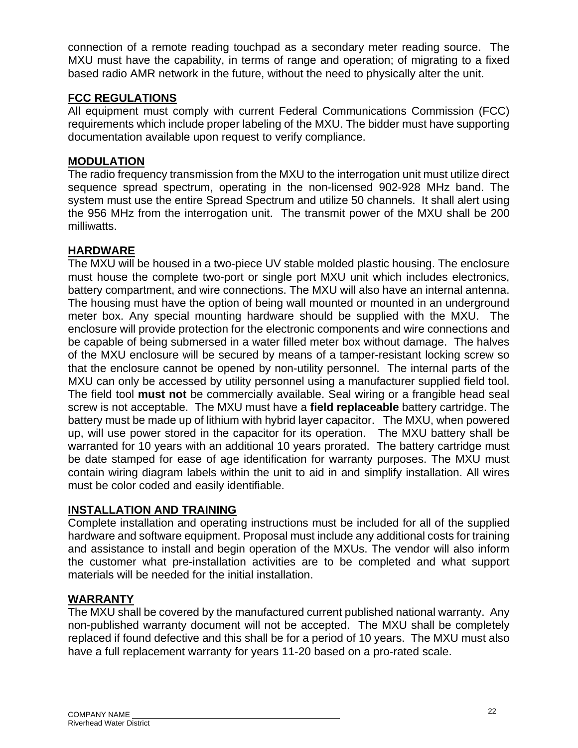connection of a remote reading touchpad as a secondary meter reading source. The MXU must have the capability, in terms of range and operation; of migrating to a fixed based radio AMR network in the future, without the need to physically alter the unit.

**<u>FCC REGULATIONS</u>**

All equipment must comply with current Federal Communications Commission (FCC) requirements which include proper labeling of the MXU. The bidder must have supporting documentation available upon request to verify compliance.

**<u>MODULATION</u>**

The radio frequency transmission from the MXU to the interrogation unit must utilize direct sequence spread spectrum, operating in the non-licensed 902-928 MHz band. The system must use the entire Spread Spectrum and utilize 50 channels. It shall alert using the 956 MHz from the interrogation unit. The transmit power of the MXU shall be 200 milliwatts.

**<u>HARDWARE</u>**

The MXU will be housed in a two-piece UV stable molded plastic housing. The enclosure must house the complete two-port or single port MXU unit which includes electronics, battery compartment, and wire connections. The MXU will also have an internal antenna. The housing must have the option of being wall mounted or mounted in an underground meter box. Any special mounting hardware should be supplied with the MXU. The enclosure will provide protection for the electronic components and wire connections and be capable of being submersed in a water filled meter box without damage. The halves of the MXU enclosure will be secured by means of a tamper-resistant locking screw so that the enclosure cannot be opened by non-utility personnel. The internal parts of the MXU can only be accessed by utility personnel using a manufacturer supplied field tool. The field tool **must not** be commercially available. Seal wiring or a frangible head seal screw is not acceptable. The MXU must have a **field replaceable** battery cartridge. The battery must be made up of lithium with hybrid layer capacitor. The MXU, when powered up, will use power stored in the capacitor for its operation. The MXU battery shall be warranted for 10 years with an additional 10 years prorated. The battery cartridge must be date stamped for ease of age identification for warranty purposes. The MXU must contain wiring diagram labels within the unit to aid in and simplify installation. All wires must be color coded and easily identifiable.

**<u>INSTALLATION AND TRAINING</u>**

Complete installation and operating instructions must be included for all of the supplied hardware and software equipment. Proposal must include any additional costs for training and assistance to install and begin operation of the MXUs. The vendor will also inform the customer what pre-installation activities are to be completed and what support materials will be needed for the initial installation.

**<u>WARRANTY</u>**

The MXU shall be covered by the manufactured current published national warranty. Any non-published warranty document will not be accepted. The MXU shall be completely replaced if found defective and this shall be for a period of 10 years. The MXU must also have a full replacement warranty for years 11-20 based on a pro-rated scale.

COMPANY NAME ______________________________
Riverhead Water District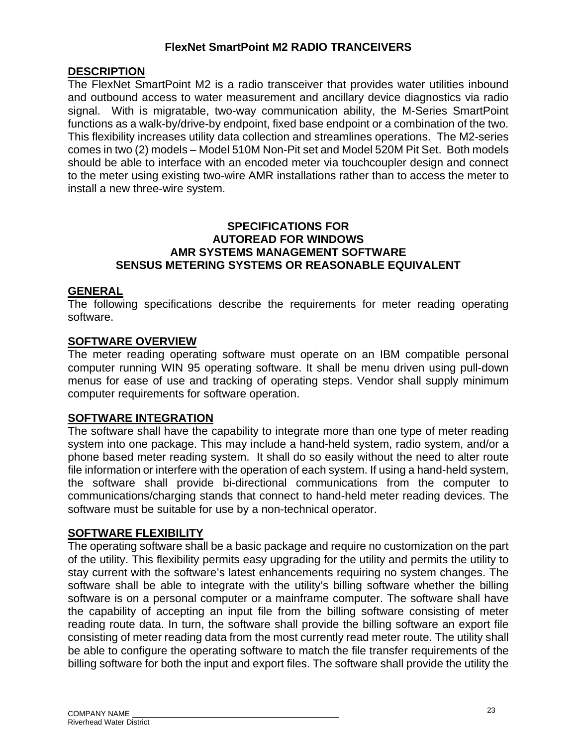# FlexNet SmartPoint M2 RADIO TRANCEIVERS

## DESCRIPTION

The FlexNet SmartPoint M2 is a radio transceiver that provides water utilities inbound and outbound access to water measurement and ancillary device diagnostics via radio signal. With is migratable, two-way communication ability, the M-Series SmartPoint functions as a walk-by/drive-by endpoint, fixed base endpoint or a combination of the two. This flexibility increases utility data collection and streamlines operations. The M2-series comes in two (2) models – Model 510M Non-Pit set and Model 520M Pit Set. Both models should be able to interface with an encoded meter via touchcoupler design and connect to the meter using existing two-wire AMR installations rather than to access the meter to install a new three-wire system.

# SPECIFICATIONS FOR AUTOREAD FOR WINDOWS AMR SYSTEMS MANAGEMENT SOFTWARE SENSUS METERING SYSTEMS OR REASONABLE EQUIVALENT

## GENERAL

The following specifications describe the requirements for meter reading operating software.

## SOFTWARE OVERVIEW

The meter reading operating software must operate on an IBM compatible personal computer running WIN 95 operating software. It shall be menu driven using pull-down menus for ease of use and tracking of operating steps. Vendor shall supply minimum computer requirements for software operation.

## SOFTWARE INTEGRATION

The software shall have the capability to integrate more than one type of meter reading system into one package. This may include a hand-held system, radio system, and/or a phone based meter reading system. It shall do so easily without the need to alter route file information or interfere with the operation of each system. If using a hand-held system, the software shall provide bi-directional communications from the computer to communications/charging stands that connect to hand-held meter reading devices. The software must be suitable for use by a non-technical operator.

## SOFTWARE FLEXIBILITY

The operating software shall be a basic package and require no customization on the part of the utility. This flexibility permits easy upgrading for the utility and permits the utility to stay current with the software's latest enhancements requiring no system changes. The software shall be able to integrate with the utility's billing software whether the billing software is on a personal computer or a mainframe computer. The software shall have the capability of accepting an input file from the billing software consisting of meter reading route data. In turn, the software shall provide the billing software an export file consisting of meter reading data from the most currently read meter route. The utility shall be able to configure the operating software to match the file transfer requirements of the billing software for both the input and export files. The software shall provide the utility the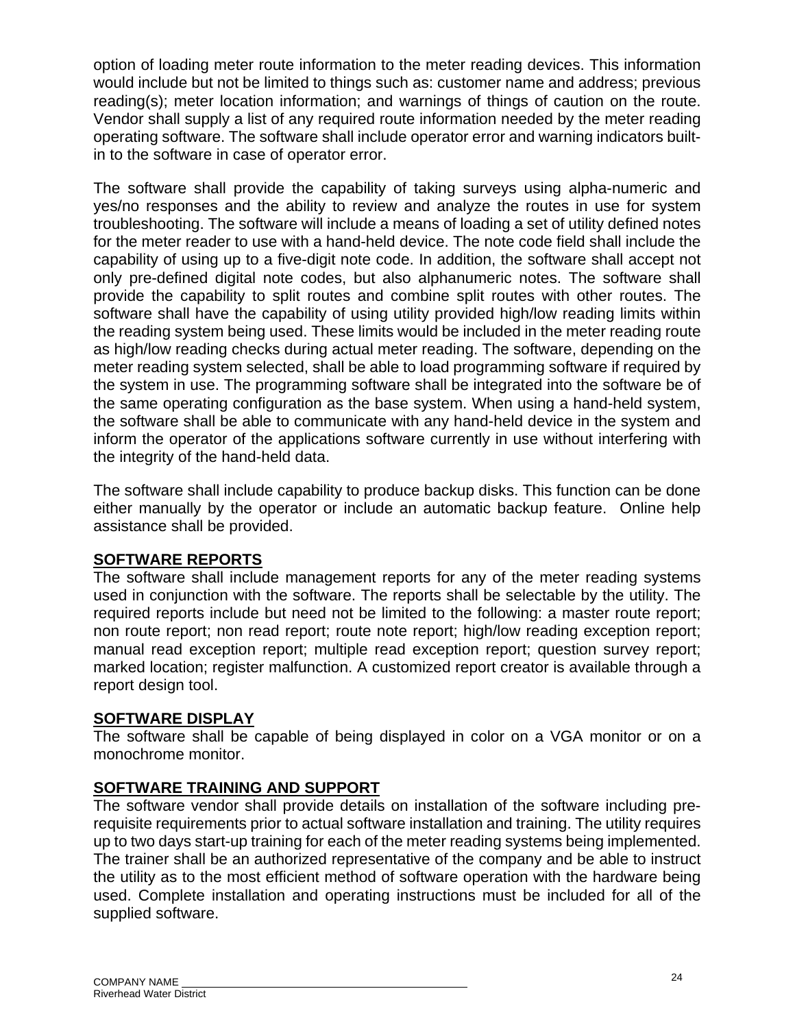option of loading meter route information to the meter reading devices. This information would include but not be limited to things such as: customer name and address; previous reading(s); meter location information; and warnings of things of caution on the route. Vendor shall supply a list of any required route information needed by the meter reading operating software. The software shall include operator error and warning indicators built-in to the software in case of operator error.

The software shall provide the capability of taking surveys using alpha-numeric and yes/no responses and the ability to review and analyze the routes in use for system troubleshooting. The software will include a means of loading a set of utility defined notes for the meter reader to use with a hand-held device. The note code field shall include the capability of using up to a five-digit note code. In addition, the software shall accept not only pre-defined digital note codes, but also alphanumeric notes. The software shall provide the capability to split routes and combine split routes with other routes. The software shall have the capability of using utility provided high/low reading limits within the reading system being used. These limits would be included in the meter reading route as high/low reading checks during actual meter reading. The software, depending on the meter reading system selected, shall be able to load programming software if required by the system in use. The programming software shall be integrated into the software be of the same operating configuration as the base system. When using a hand-held system, the software shall be able to communicate with any hand-held device in the system and inform the operator of the applications software currently in use without interfering with the integrity of the hand-held data.

The software shall include capability to produce backup disks. This function can be done either manually by the operator or include an automatic backup feature. Online help assistance shall be provided.

## SOFTWARE REPORTS

The software shall include management reports for any of the meter reading systems used in conjunction with the software. The reports shall be selectable by the utility. The required reports include but need not be limited to the following: a master route report; non route report; non read report; route note report; high/low reading exception report; manual read exception report; multiple read exception report; question survey report; marked location; register malfunction. A customized report creator is available through a report design tool.

## SOFTWARE DISPLAY

The software shall be capable of being displayed in color on a VGA monitor or on a monochrome monitor.

## SOFTWARE TRAINING AND SUPPORT

The software vendor shall provide details on installation of the software including pre-requisite requirements prior to actual software installation and training. The utility requires up to two days start-up training for each of the meter reading systems being implemented. The trainer shall be an authorized representative of the company and be able to instruct the utility as to the most efficient method of software operation with the hardware being used. Complete installation and operating instructions must be included for all of the supplied software.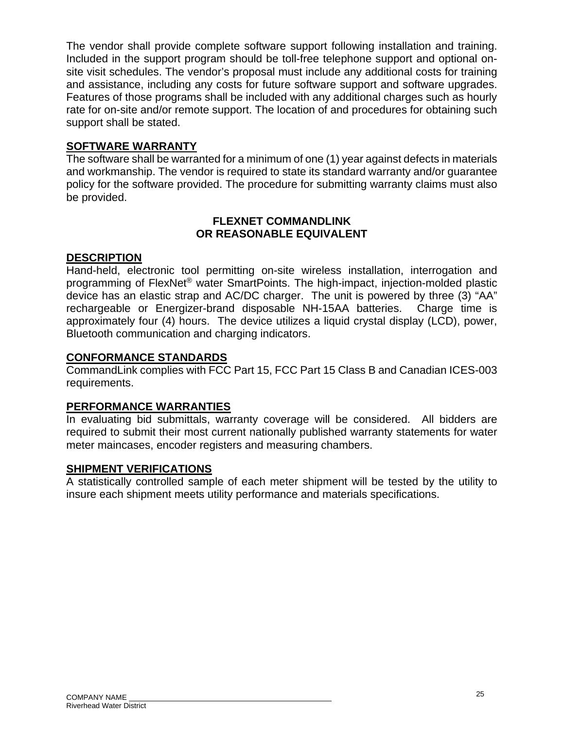The vendor shall provide complete software support following installation and training. Included in the support program should be toll-free telephone support and optional on-site visit schedules. The vendor's proposal must include any additional costs for training and assistance, including any costs for future software support and software upgrades. Features of those programs shall be included with any additional charges such as hourly rate for on-site and/or remote support. The location of and procedures for obtaining such support shall be stated.

**SOFTWARE WARRANTY**

The software shall be warranted for a minimum of one (1) year against defects in materials and workmanship. The vendor is required to state its standard warranty and/or guarantee policy for the software provided. The procedure for submitting warranty claims must also be provided.

## FLEXNET COMMANDLINK OR REASONABLE EQUIVALENT

**DESCRIPTION**

Hand-held, electronic tool permitting on-site wireless installation, interrogation and programming of FlexNet® water SmartPoints. The high-impact, injection-molded plastic device has an elastic strap and AC/DC charger. The unit is powered by three (3) "AA" rechargeable or Energizer-brand disposable NH-15AA batteries. Charge time is approximately four (4) hours. The device utilizes a liquid crystal display (LCD), power, Bluetooth communication and charging indicators.

**CONFORMANCE STANDARDS**

CommandLink complies with FCC Part 15, FCC Part 15 Class B and Canadian ICES-003 requirements.

**PERFORMANCE WARRANTIES**

In evaluating bid submittals, warranty coverage will be considered. All bidders are required to submit their most current nationally published warranty statements for water meter maincases, encoder registers and measuring chambers.

**SHIPMENT VERIFICATIONS**

A statistically controlled sample of each meter shipment will be tested by the utility to insure each shipment meets utility performance and materials specifications.

COMPANY NAME \_\_\_\_\_\_\_\_\_\_\_\_\_\_\_\_\_\_\_\_\_\_\_\_\_\_\_\_\_\_\_\_\_\_\_\_\_\_\_\_
Riverhead Water District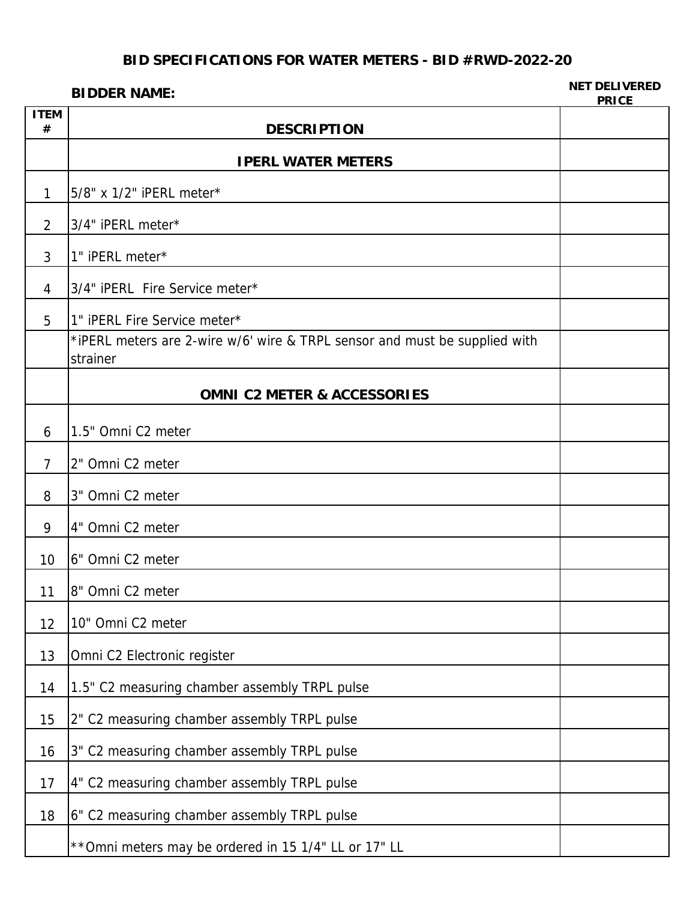**BID SPECIFICATIONS FOR WATER METERS - BID #RWD-2022-20**

**BIDDER NAME:**

| ITEM # | DESCRIPTION | NET DELIVERED PRICE |
|---|---|---|
| | **IPERL WATER METERS** | |
| 1 | 5/8" x 1/2" iPERL meter* | |
| 2 | 3/4" iPERL meter* | |
| 3 | 1" iPERL meter* | |
| 4 | 3/4" iPERL Fire Service meter* | |
| 5 | 1" iPERL Fire Service meter* | |
| | *iPERL meters are 2-wire w/6' wire & TRPL sensor and must be supplied with strainer | |
| | **OMNI C2 METER & ACCESSORIES** | |
| 6 | 1.5" Omni C2 meter | |
| 7 | 2" Omni C2 meter | |
| 8 | 3" Omni C2 meter | |
| 9 | 4" Omni C2 meter | |
| 10 | 6" Omni C2 meter | |
| 11 | 8" Omni C2 meter | |
| 12 | 10" Omni C2 meter | |
| 13 | Omni C2 Electronic register | |
| 14 | 1.5" C2 measuring chamber assembly TRPL pulse | |
| 15 | 2" C2 measuring chamber assembly TRPL pulse | |
| 16 | 3" C2 measuring chamber assembly TRPL pulse | |
| 17 | 4" C2 measuring chamber assembly TRPL pulse | |
| 18 | 6" C2 measuring chamber assembly TRPL pulse | |
| | **Omni meters may be ordered in 15 1/4" LL or 17" LL | |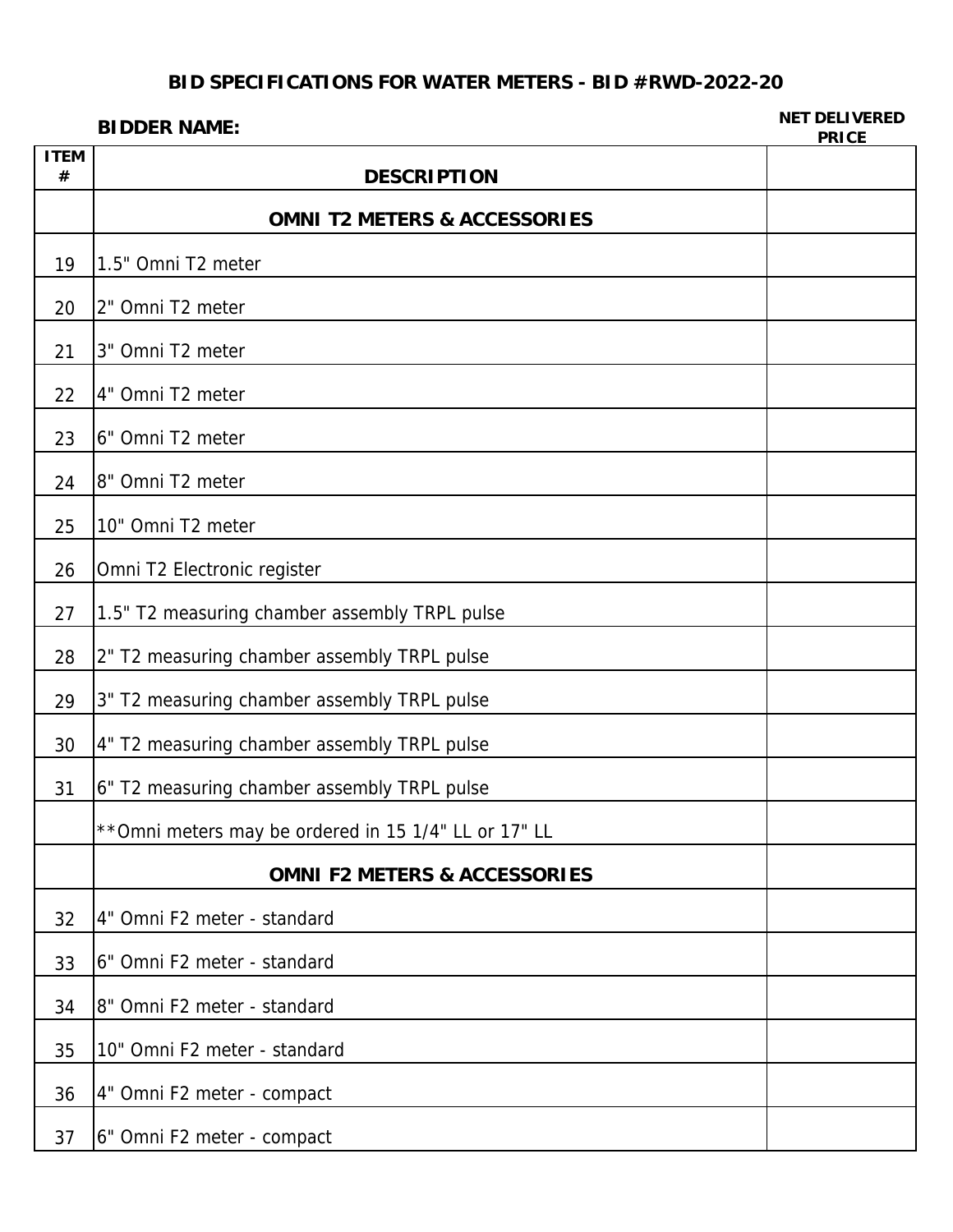## BID SPECIFICATIONS FOR WATER METERS - BID #RWD-2022-20

**BIDDER NAME:**

| ITEM # | DESCRIPTION | NET DELIVERED PRICE |
|---|---|---|
| | **OMNI T2 METERS & ACCESSORIES** | |
| 19 | 1.5" Omni T2 meter | |
| 20 | 2" Omni T2 meter | |
| 21 | 3" Omni T2 meter | |
| 22 | 4" Omni T2 meter | |
| 23 | 6" Omni T2 meter | |
| 24 | 8" Omni T2 meter | |
| 25 | 10" Omni T2 meter | |
| 26 | Omni T2 Electronic register | |
| 27 | 1.5" T2 measuring chamber assembly TRPL pulse | |
| 28 | 2" T2 measuring chamber assembly TRPL pulse | |
| 29 | 3" T2 measuring chamber assembly TRPL pulse | |
| 30 | 4" T2 measuring chamber assembly TRPL pulse | |
| 31 | 6" T2 measuring chamber assembly TRPL pulse | |
| | **Omni meters may be ordered in 15 1/4" LL or 17" LL | |
| | **OMNI F2 METERS & ACCESSORIES** | |
| 32 | 4" Omni F2 meter - standard | |
| 33 | 6" Omni F2 meter - standard | |
| 34 | 8" Omni F2 meter - standard | |
| 35 | 10" Omni F2 meter - standard | |
| 36 | 4" Omni F2 meter - compact | |
| 37 | 6" Omni F2 meter - compact | |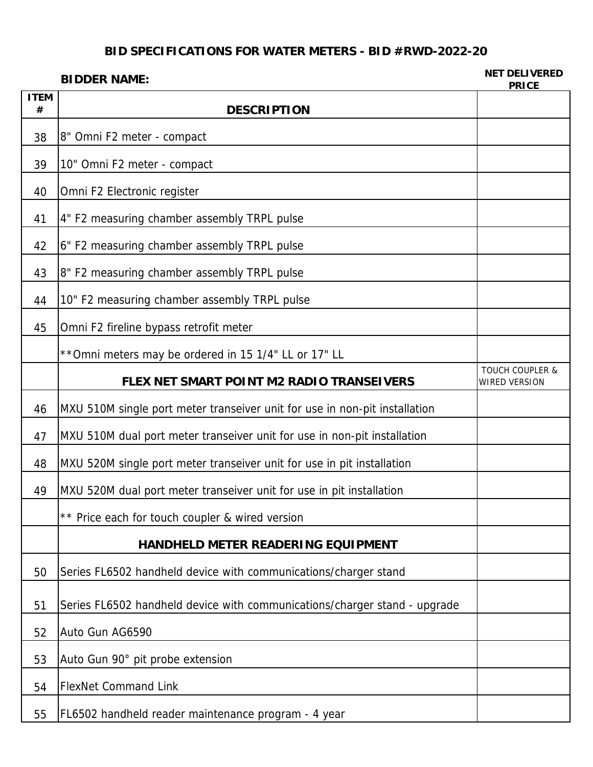**BID SPECIFICATIONS FOR WATER METERS - BID #RWD-2022-20**

**BIDDER NAME:**

| ITEM # | DESCRIPTION | NET DELIVERED PRICE |
|---|---|---|
| 38 | 8" Omni F2 meter - compact | |
| 39 | 10" Omni F2 meter - compact | |
| 40 | Omni F2 Electronic register | |
| 41 | 4" F2 measuring chamber assembly TRPL pulse | |
| 42 | 6" F2 measuring chamber assembly TRPL pulse | |
| 43 | 8" F2 measuring chamber assembly TRPL pulse | |
| 44 | 10" F2 measuring chamber assembly TRPL pulse | |
| 45 | Omni F2 fireline bypass retrofit meter | |
| | **Omni meters may be ordered in 15 1/4" LL or 17" LL | |
| | **FLEX NET SMART POINT M2 RADIO TRANSEIVERS** | TOUCH COUPLER & WIRED VERSION |
| 46 | MXU 510M single port meter transeiver unit for use in non-pit installation | |
| 47 | MXU 510M dual port meter transeiver unit for use in non-pit installation | |
| 48 | MXU 520M single port meter transeiver unit for use in pit installation | |
| 49 | MXU 520M dual port meter transeiver unit for use in pit installation | |
| | ** Price each for touch coupler & wired version | |
| | **HANDHELD METER READERING EQUIPMENT** | |
| 50 | Series FL6502 handheld device with communications/charger stand | |
| 51 | Series FL6502 handheld device with communications/charger stand - upgrade | |
| 52 | Auto Gun AG6590 | |
| 53 | Auto Gun 90° pit probe extension | |
| 54 | FlexNet Command Link | |
| 55 | FL6502 handheld reader maintenance program - 4 year | |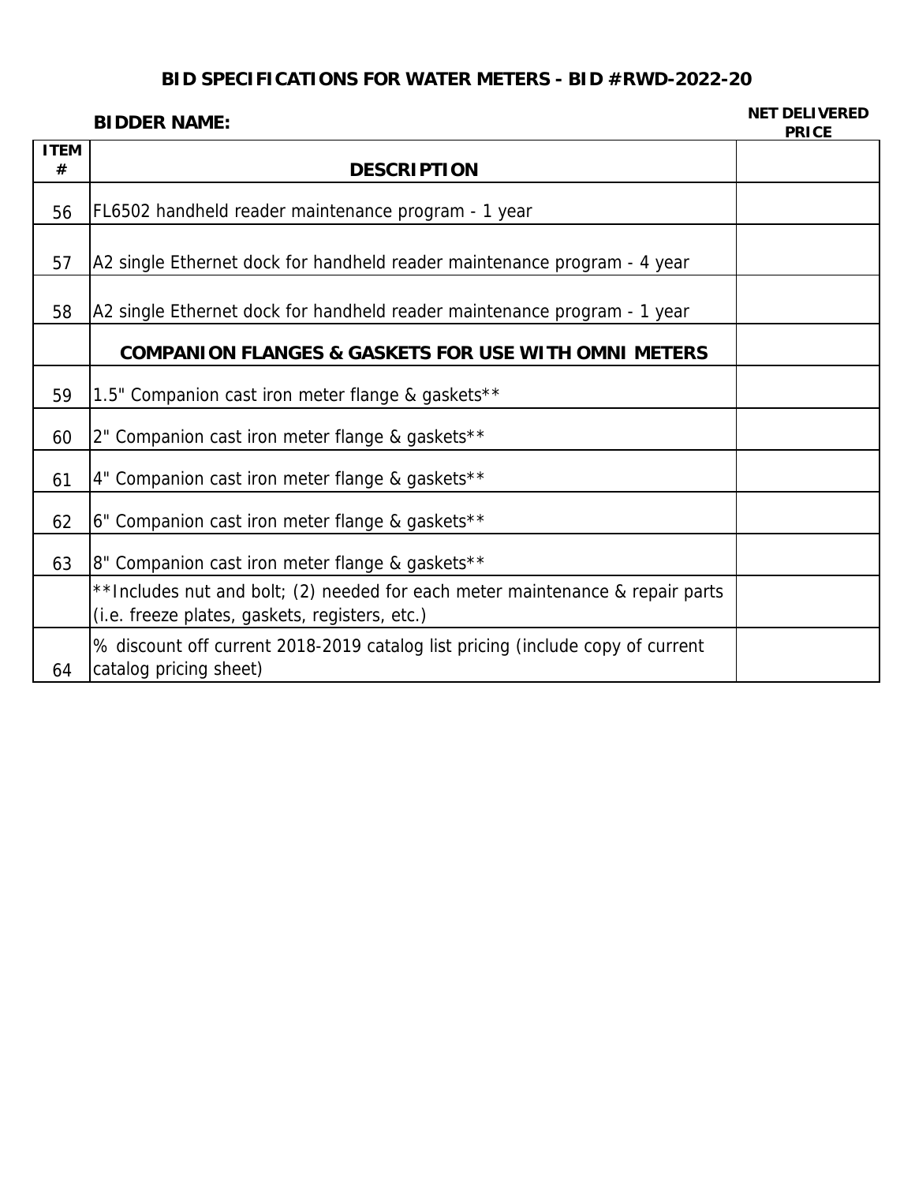## BID SPECIFICATIONS FOR WATER METERS - BID #RWD-2022-20

**BIDDER NAME:**

| ITEM # | DESCRIPTION | NET DELIVERED PRICE |
|---|---|---|
| 56 | FL6502 handheld reader maintenance program - 1 year | |
| 57 | A2 single Ethernet dock for handheld reader maintenance program - 4 year | |
| 58 | A2 single Ethernet dock for handheld reader maintenance program - 1 year | |
| | **COMPANION FLANGES & GASKETS FOR USE WITH OMNI METERS** | |
| 59 | 1.5" Companion cast iron meter flange & gaskets** | |
| 60 | 2" Companion cast iron meter flange & gaskets** | |
| 61 | 4" Companion cast iron meter flange & gaskets** | |
| 62 | 6" Companion cast iron meter flange & gaskets** | |
| 63 | 8" Companion cast iron meter flange & gaskets** | |
| | **Includes nut and bolt; (2) needed for each meter maintenance & repair parts (i.e. freeze plates, gaskets, registers, etc.) | |
| 64 | % discount off current 2018-2019 catalog list pricing (include copy of current catalog pricing sheet) | |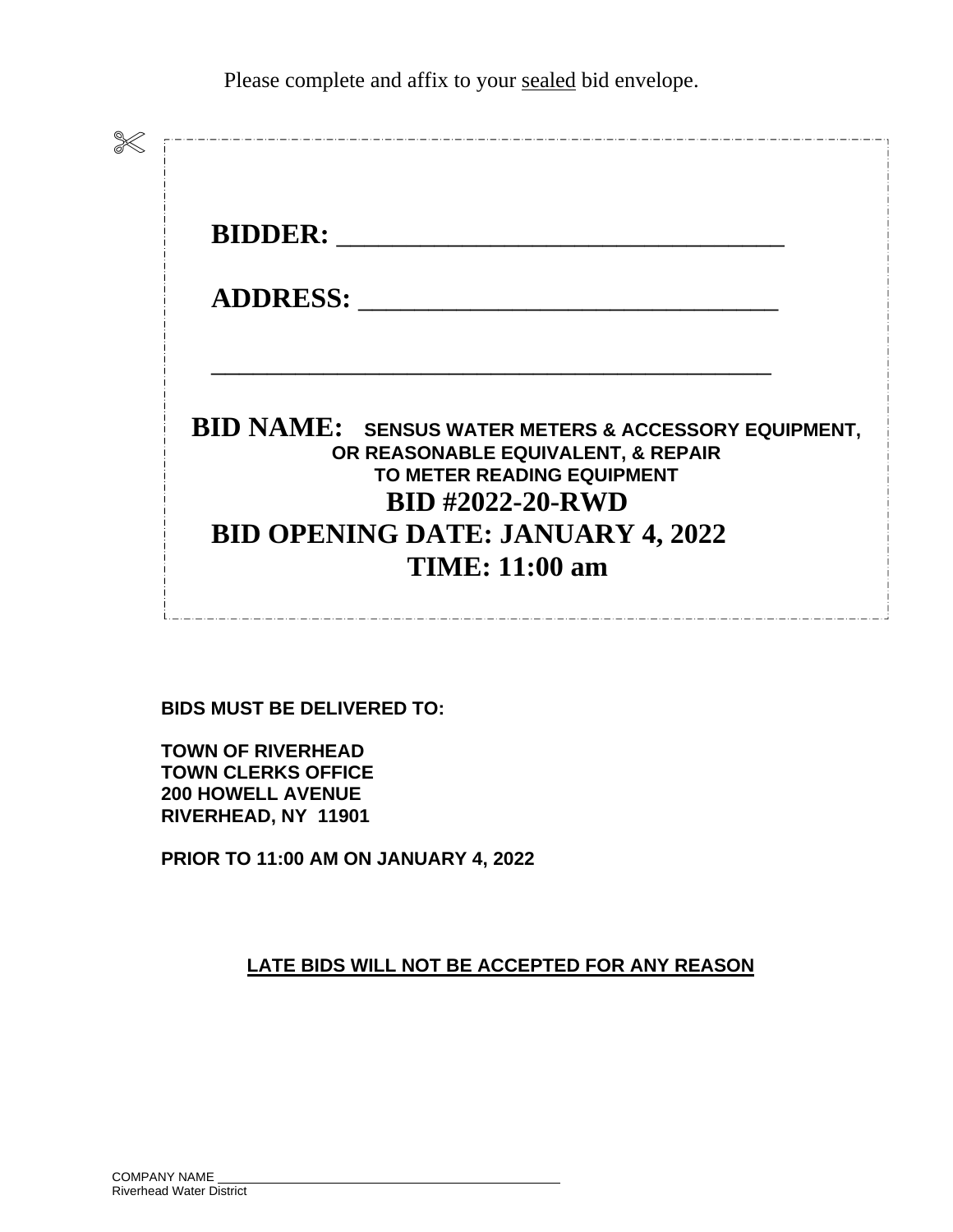Please complete and affix to your sealed bid envelope.

✂

**BIDDER: \_\_\_\_\_\_\_\_\_\_\_\_\_\_\_\_\_\_\_\_\_\_\_\_\_\_\_\_\_\_\_\_\_\_\_\_**

**ADDRESS: \_\_\_\_\_\_\_\_\_\_\_\_\_\_\_\_\_\_\_\_\_\_\_\_\_\_\_\_\_\_\_\_\_\_**

**\_\_\_\_\_\_\_\_\_\_\_\_\_\_\_\_\_\_\_\_\_\_\_\_\_\_\_\_\_\_\_\_\_\_\_\_\_\_\_\_\_\_\_\_\_\_**

**BID NAME: SENSUS WATER METERS & ACCESSORY EQUIPMENT, OR REASONABLE EQUIVALENT, & REPAIR TO METER READING EQUIPMENT**

**BID #2022-20-RWD**

**BID OPENING DATE: JANUARY 4, 2022**

**TIME: 11:00 am**

**BIDS MUST BE DELIVERED TO:**

**TOWN OF RIVERHEAD**
**TOWN CLERKS OFFICE**
**200 HOWELL AVENUE**
**RIVERHEAD, NY 11901**

**PRIOR TO 11:00 AM ON JANUARY 4, 2022**

**LATE BIDS WILL NOT BE ACCEPTED FOR ANY REASON**

COMPANY NAME \_\_\_\_\_\_\_\_\_\_\_\_\_\_\_\_\_\_\_\_\_\_\_\_\_\_\_\_\_\_\_\_\_\_\_\_
Riverhead Water District